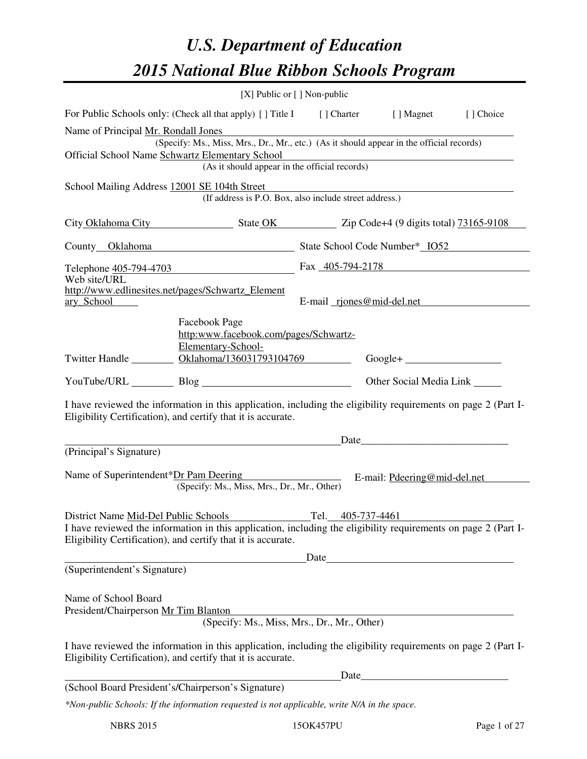# U.S. Department of Education

# 2015 National Blue Ribbon Schools Program

[X] Public or [ ] Non-public

For Public Schools only: (Check all that apply) [ ] Title I [ ] Charter [ ] Magnet [ ] Choice

Name of Principal Mr. Rondall Jones
(Specify: Ms., Miss, Mrs., Dr., Mr., etc.) (As it should appear in the official records)

Official School Name Schwartz Elementary School
(As it should appear in the official records)

School Mailing Address 12001 SE 104th Street
(If address is P.O. Box, also include street address.)

City Oklahoma City State OK Zip Code+4 (9 digits total) 73165-9108

County Oklahoma State School Code Number* IO52

Telephone 405-794-4703 Fax 405-794-2178

Web site/URL http://www.edlinesites.net/pages/Schwartz_Elementary_School E-mail rjones@mid-del.net

Facebook Page http:www.facebook.com/pages/Schwartz-Elementary-School-Oklahoma/136031793104769

Twitter Handle ________ Google+ __________________

YouTube/URL ________ Blog ____________________________ Other Social Media Link _____

I have reviewed the information in this application, including the eligibility requirements on page 2 (Part I-Eligibility Certification), and certify that it is accurate.

_______________________________________________ Date___________________________

(Principal's Signature)

Name of Superintendent* Dr Pam Deering E-mail: Pdeering@mid-del.net
(Specify: Ms., Miss, Mrs., Dr., Mr., Other)

District Name Mid-Del Public Schools Tel. 405-737-4461

I have reviewed the information in this application, including the eligibility requirements on page 2 (Part I-Eligibility Certification), and certify that it is accurate.

_______________________________________________ Date___________________________

(Superintendent's Signature)

Name of School Board President/Chairperson Mr Tim Blanton
(Specify: Ms., Miss, Mrs., Dr., Mr., Other)

I have reviewed the information in this application, including the eligibility requirements on page 2 (Part I-Eligibility Certification), and certify that it is accurate.

_______________________________________________ Date___________________________

(School Board President's/Chairperson's Signature)

*\*Non-public Schools: If the information requested is not applicable, write N/A in the space.*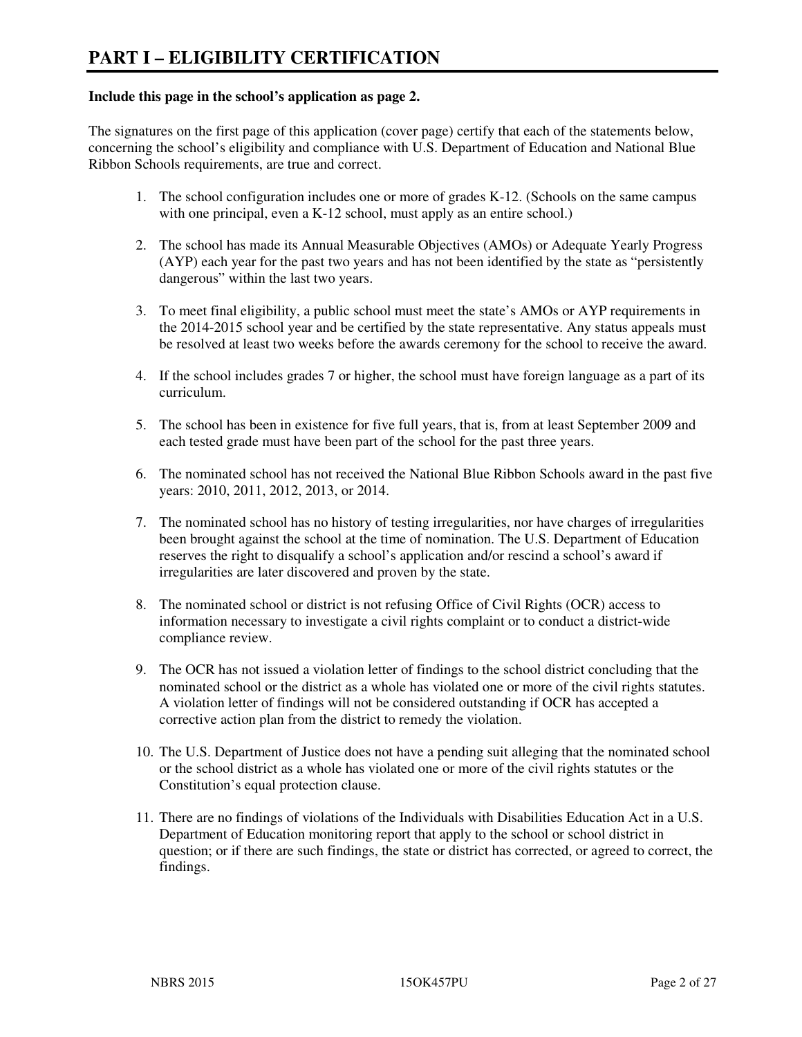# PART I – ELIGIBILITY CERTIFICATION

**Include this page in the school's application as page 2.**

The signatures on the first page of this application (cover page) certify that each of the statements below, concerning the school's eligibility and compliance with U.S. Department of Education and National Blue Ribbon Schools requirements, are true and correct.

1. The school configuration includes one or more of grades K-12. (Schools on the same campus with one principal, even a K-12 school, must apply as an entire school.)

2. The school has made its Annual Measurable Objectives (AMOs) or Adequate Yearly Progress (AYP) each year for the past two years and has not been identified by the state as "persistently dangerous" within the last two years.

3. To meet final eligibility, a public school must meet the state's AMOs or AYP requirements in the 2014-2015 school year and be certified by the state representative. Any status appeals must be resolved at least two weeks before the awards ceremony for the school to receive the award.

4. If the school includes grades 7 or higher, the school must have foreign language as a part of its curriculum.

5. The school has been in existence for five full years, that is, from at least September 2009 and each tested grade must have been part of the school for the past three years.

6. The nominated school has not received the National Blue Ribbon Schools award in the past five years: 2010, 2011, 2012, 2013, or 2014.

7. The nominated school has no history of testing irregularities, nor have charges of irregularities been brought against the school at the time of nomination. The U.S. Department of Education reserves the right to disqualify a school's application and/or rescind a school's award if irregularities are later discovered and proven by the state.

8. The nominated school or district is not refusing Office of Civil Rights (OCR) access to information necessary to investigate a civil rights complaint or to conduct a district-wide compliance review.

9. The OCR has not issued a violation letter of findings to the school district concluding that the nominated school or the district as a whole has violated one or more of the civil rights statutes. A violation letter of findings will not be considered outstanding if OCR has accepted a corrective action plan from the district to remedy the violation.

10. The U.S. Department of Justice does not have a pending suit alleging that the nominated school or the school district as a whole has violated one or more of the civil rights statutes or the Constitution's equal protection clause.

11. There are no findings of violations of the Individuals with Disabilities Education Act in a U.S. Department of Education monitoring report that apply to the school or school district in question; or if there are such findings, the state or district has corrected, or agreed to correct, the findings.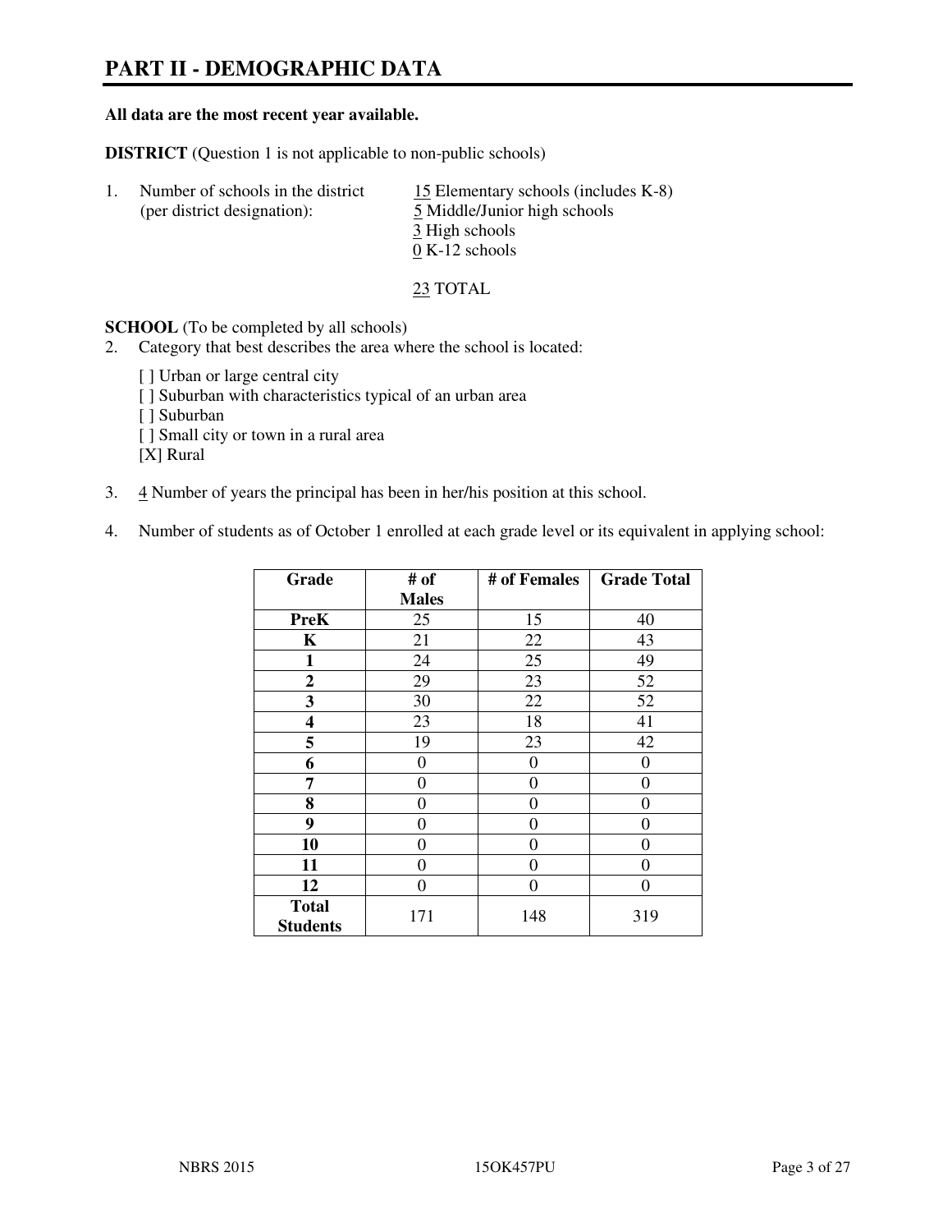# PART II - DEMOGRAPHIC DATA

**All data are the most recent year available.**

**DISTRICT** (Question 1 is not applicable to non-public schools)

1. Number of schools in the district (per district designation):
   - 15 Elementary schools (includes K-8)
   - 5 Middle/Junior high schools
   - 3 High schools
   - 0 K-12 schools

   23 TOTAL

**SCHOOL** (To be completed by all schools)

2. Category that best describes the area where the school is located:

   [ ] Urban or large central city
   [ ] Suburban with characteristics typical of an urban area
   [ ] Suburban
   [ ] Small city or town in a rural area
   [X] Rural

3. 4 Number of years the principal has been in her/his position at this school.

4. Number of students as of October 1 enrolled at each grade level or its equivalent in applying school:

| Grade | # of Males | # of Females | Grade Total |
|---|---|---|---|
| **PreK** | 25 | 15 | 40 |
| **K** | 21 | 22 | 43 |
| **1** | 24 | 25 | 49 |
| **2** | 29 | 23 | 52 |
| **3** | 30 | 22 | 52 |
| **4** | 23 | 18 | 41 |
| **5** | 19 | 23 | 42 |
| **6** | 0 | 0 | 0 |
| **7** | 0 | 0 | 0 |
| **8** | 0 | 0 | 0 |
| **9** | 0 | 0 | 0 |
| **10** | 0 | 0 | 0 |
| **11** | 0 | 0 | 0 |
| **12** | 0 | 0 | 0 |
| **Total Students** | 171 | 148 | 319 |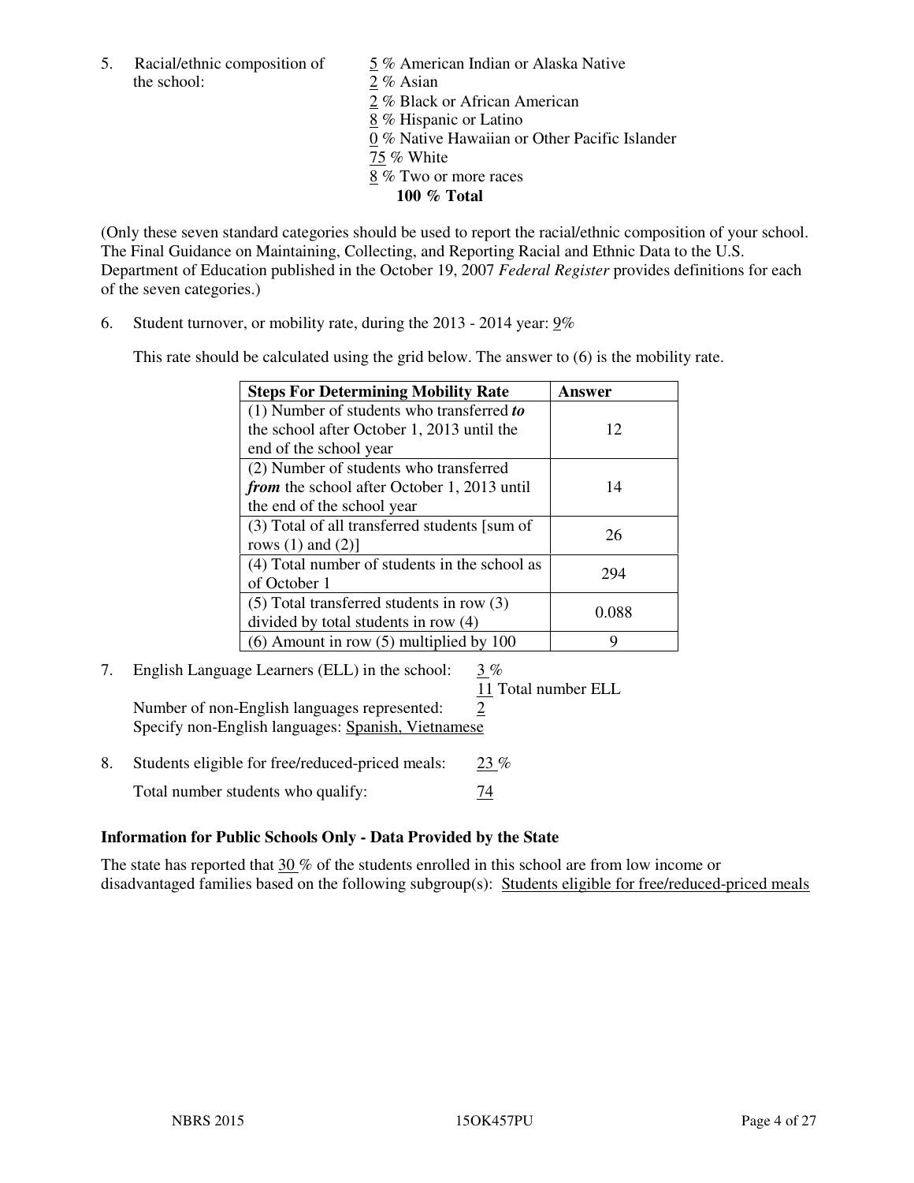5. Racial/ethnic composition of the school:

   5 % American Indian or Alaska Native
   2 % Asian
   2 % Black or African American
   8 % Hispanic or Latino
   0 % Native Hawaiian or Other Pacific Islander
   75 % White
   8 % Two or more races
   **100 % Total**

(Only these seven standard categories should be used to report the racial/ethnic composition of your school. The Final Guidance on Maintaining, Collecting, and Reporting Racial and Ethnic Data to the U.S. Department of Education published in the October 19, 2007 *Federal Register* provides definitions for each of the seven categories.)

6. Student turnover, or mobility rate, during the 2013 - 2014 year: 9%

   This rate should be calculated using the grid below. The answer to (6) is the mobility rate.

| Steps For Determining Mobility Rate | Answer |
|---|---|
| (1) Number of students who transferred ***to*** the school after October 1, 2013 until the end of the school year | 12 |
| (2) Number of students who transferred ***from*** the school after October 1, 2013 until the end of the school year | 14 |
| (3) Total of all transferred students [sum of rows (1) and (2)] | 26 |
| (4) Total number of students in the school as of October 1 | 294 |
| (5) Total transferred students in row (3) divided by total students in row (4) | 0.088 |
| (6) Amount in row (5) multiplied by 100 | 9 |

7. English Language Learners (ELL) in the school: 3 %
   11 Total number ELL
   Number of non-English languages represented: 2
   Specify non-English languages: Spanish, Vietnamese

8. Students eligible for free/reduced-priced meals: 23 %
   Total number students who qualify: 74

### Information for Public Schools Only - Data Provided by the State

The state has reported that 30 % of the students enrolled in this school are from low income or disadvantaged families based on the following subgroup(s): Students eligible for free/reduced-priced meals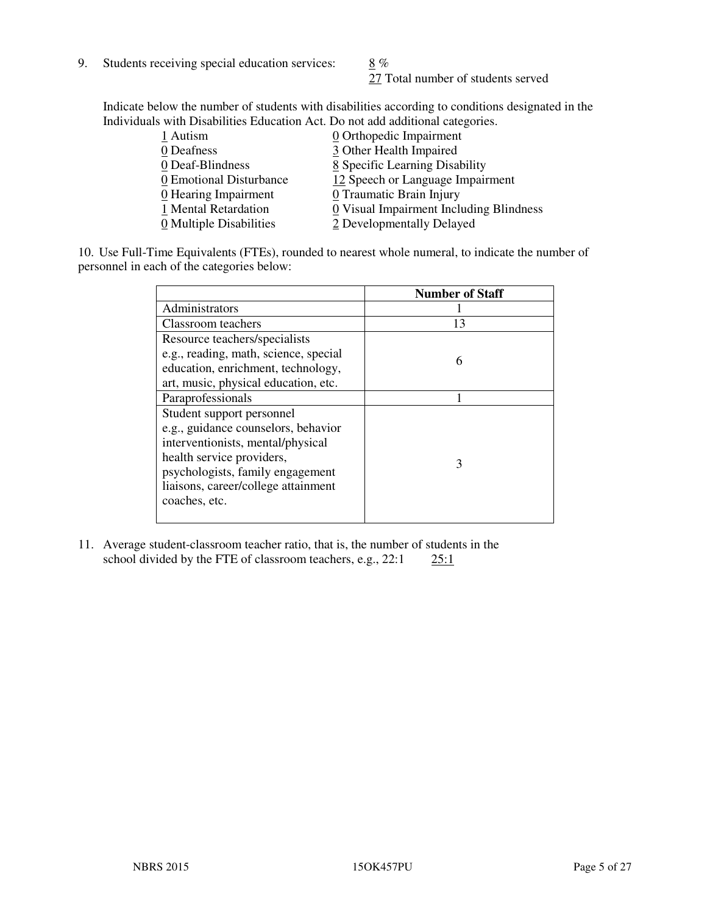9. Students receiving special education services: 8 %
27 Total number of students served

Indicate below the number of students with disabilities according to conditions designated in the Individuals with Disabilities Education Act. Do not add additional categories.

| | |
|---|---|
| 1 Autism | 0 Orthopedic Impairment |
| 0 Deafness | 3 Other Health Impaired |
| 0 Deaf-Blindness | 8 Specific Learning Disability |
| 0 Emotional Disturbance | 12 Speech or Language Impairment |
| 0 Hearing Impairment | 0 Traumatic Brain Injury |
| 1 Mental Retardation | 0 Visual Impairment Including Blindness |
| 0 Multiple Disabilities | 2 Developmentally Delayed |

10. Use Full-Time Equivalents (FTEs), rounded to nearest whole numeral, to indicate the number of personnel in each of the categories below:

| | Number of Staff |
|---|---|
| Administrators | 1 |
| Classroom teachers | 13 |
| Resource teachers/specialists e.g., reading, math, science, special education, enrichment, technology, art, music, physical education, etc. | 6 |
| Paraprofessionals | 1 |
| Student support personnel e.g., guidance counselors, behavior interventionists, mental/physical health service providers, psychologists, family engagement liaisons, career/college attainment coaches, etc. | 3 |

11. Average student-classroom teacher ratio, that is, the number of students in the school divided by the FTE of classroom teachers, e.g., 22:1 25:1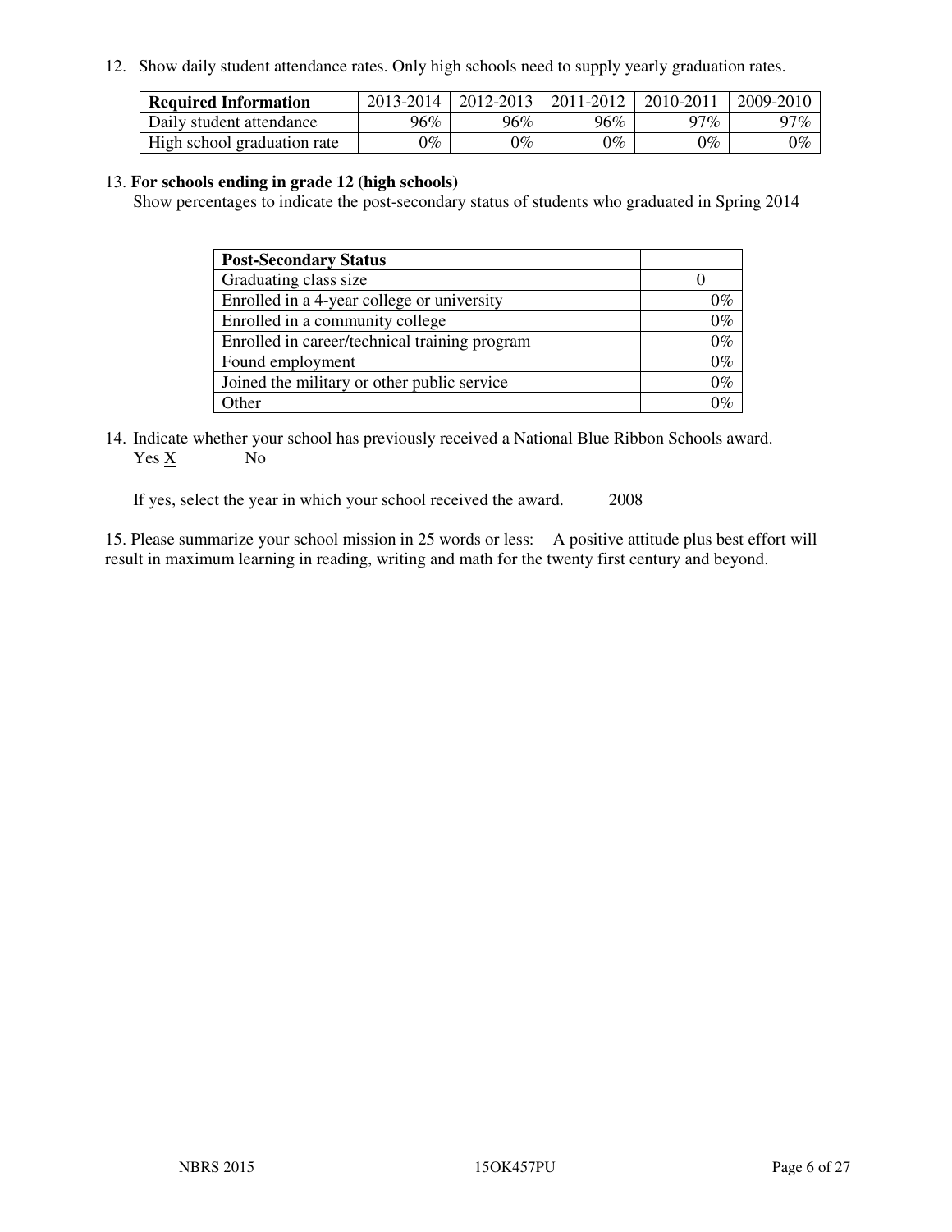12. Show daily student attendance rates. Only high schools need to supply yearly graduation rates.

| Required Information | 2013-2014 | 2012-2013 | 2011-2012 | 2010-2011 | 2009-2010 |
|---|---|---|---|---|---|
| Daily student attendance | 96% | 96% | 96% | 97% | 97% |
| High school graduation rate | 0% | 0% | 0% | 0% | 0% |

13. **For schools ending in grade 12 (high schools)**
Show percentages to indicate the post-secondary status of students who graduated in Spring 2014

| Post-Secondary Status | |
|---|---|
| Graduating class size | 0 |
| Enrolled in a 4-year college or university | 0% |
| Enrolled in a community college | 0% |
| Enrolled in career/technical training program | 0% |
| Found employment | 0% |
| Joined the military or other public service | 0% |
| Other | 0% |

14. Indicate whether your school has previously received a National Blue Ribbon Schools award.
Yes X No

If yes, select the year in which your school received the award. 2008

15. Please summarize your school mission in 25 words or less: A positive attitude plus best effort will result in maximum learning in reading, writing and math for the twenty first century and beyond.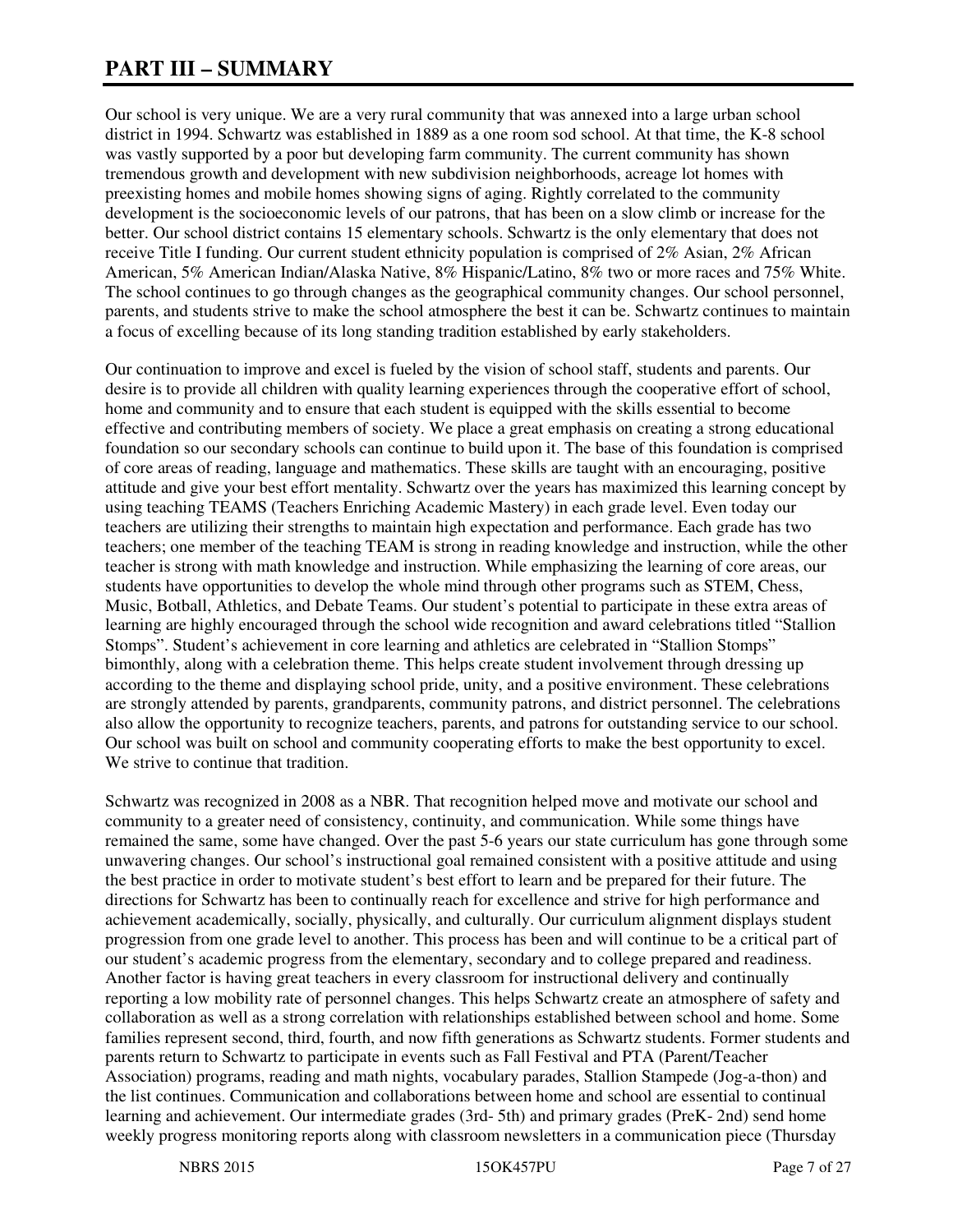# PART III – SUMMARY

Our school is very unique. We are a very rural community that was annexed into a large urban school district in 1994. Schwartz was established in 1889 as a one room sod school. At that time, the K-8 school was vastly supported by a poor but developing farm community. The current community has shown tremendous growth and development with new subdivision neighborhoods, acreage lot homes with preexisting homes and mobile homes showing signs of aging. Rightly correlated to the community development is the socioeconomic levels of our patrons, that has been on a slow climb or increase for the better. Our school district contains 15 elementary schools. Schwartz is the only elementary that does not receive Title I funding. Our current student ethnicity population is comprised of 2% Asian, 2% African American, 5% American Indian/Alaska Native, 8% Hispanic/Latino, 8% two or more races and 75% White. The school continues to go through changes as the geographical community changes. Our school personnel, parents, and students strive to make the school atmosphere the best it can be. Schwartz continues to maintain a focus of excelling because of its long standing tradition established by early stakeholders.

Our continuation to improve and excel is fueled by the vision of school staff, students and parents. Our desire is to provide all children with quality learning experiences through the cooperative effort of school, home and community and to ensure that each student is equipped with the skills essential to become effective and contributing members of society. We place a great emphasis on creating a strong educational foundation so our secondary schools can continue to build upon it. The base of this foundation is comprised of core areas of reading, language and mathematics. These skills are taught with an encouraging, positive attitude and give your best effort mentality. Schwartz over the years has maximized this learning concept by using teaching TEAMS (Teachers Enriching Academic Mastery) in each grade level. Even today our teachers are utilizing their strengths to maintain high expectation and performance. Each grade has two teachers; one member of the teaching TEAM is strong in reading knowledge and instruction, while the other teacher is strong with math knowledge and instruction. While emphasizing the learning of core areas, our students have opportunities to develop the whole mind through other programs such as STEM, Chess, Music, Botball, Athletics, and Debate Teams. Our student's potential to participate in these extra areas of learning are highly encouraged through the school wide recognition and award celebrations titled "Stallion Stomps". Student's achievement in core learning and athletics are celebrated in "Stallion Stomps" bimonthly, along with a celebration theme. This helps create student involvement through dressing up according to the theme and displaying school pride, unity, and a positive environment. These celebrations are strongly attended by parents, grandparents, community patrons, and district personnel. The celebrations also allow the opportunity to recognize teachers, parents, and patrons for outstanding service to our school. Our school was built on school and community cooperating efforts to make the best opportunity to excel. We strive to continue that tradition.

Schwartz was recognized in 2008 as a NBR. That recognition helped move and motivate our school and community to a greater need of consistency, continuity, and communication. While some things have remained the same, some have changed. Over the past 5-6 years our state curriculum has gone through some unwavering changes. Our school's instructional goal remained consistent with a positive attitude and using the best practice in order to motivate student's best effort to learn and be prepared for their future. The directions for Schwartz has been to continually reach for excellence and strive for high performance and achievement academically, socially, physically, and culturally. Our curriculum alignment displays student progression from one grade level to another. This process has been and will continue to be a critical part of our student's academic progress from the elementary, secondary and to college prepared and readiness. Another factor is having great teachers in every classroom for instructional delivery and continually reporting a low mobility rate of personnel changes. This helps Schwartz create an atmosphere of safety and collaboration as well as a strong correlation with relationships established between school and home. Some families represent second, third, fourth, and now fifth generations as Schwartz students. Former students and parents return to Schwartz to participate in events such as Fall Festival and PTA (Parent/Teacher Association) programs, reading and math nights, vocabulary parades, Stallion Stampede (Jog-a-thon) and the list continues. Communication and collaborations between home and school are essential to continual learning and achievement. Our intermediate grades (3rd- 5th) and primary grades (PreK- 2nd) send home weekly progress monitoring reports along with classroom newsletters in a communication piece (Thursday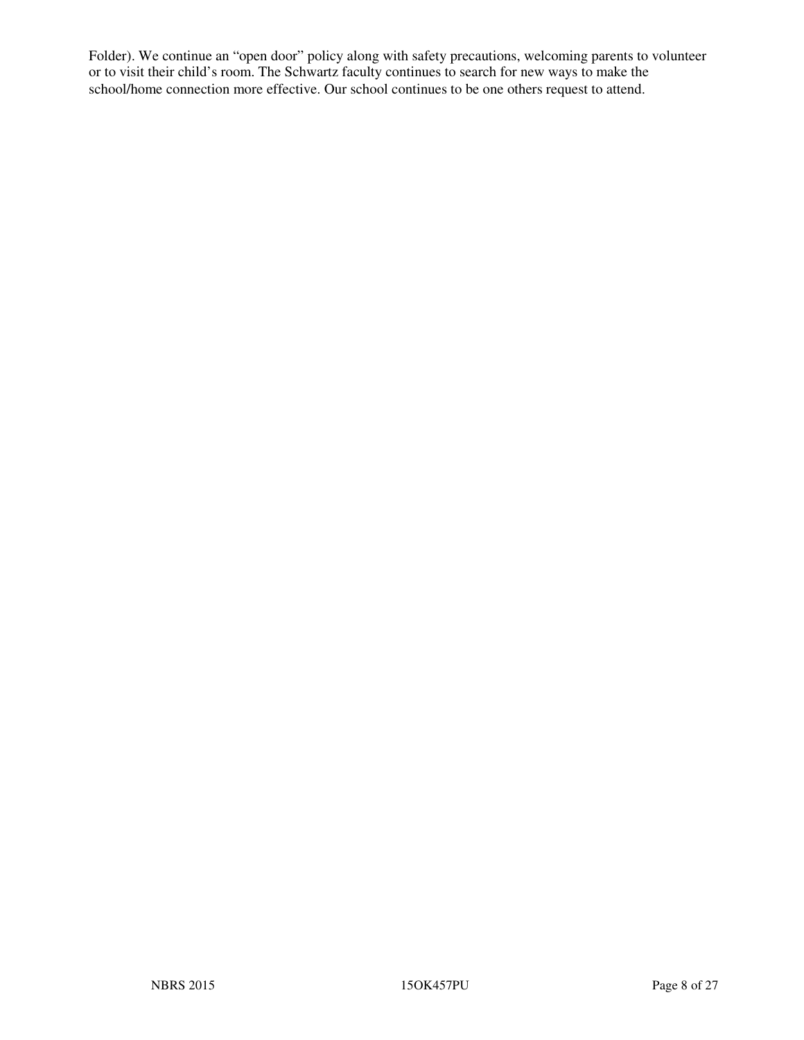Folder). We continue an "open door" policy along with safety precautions, welcoming parents to volunteer or to visit their child's room. The Schwartz faculty continues to search for new ways to make the school/home connection more effective. Our school continues to be one others request to attend.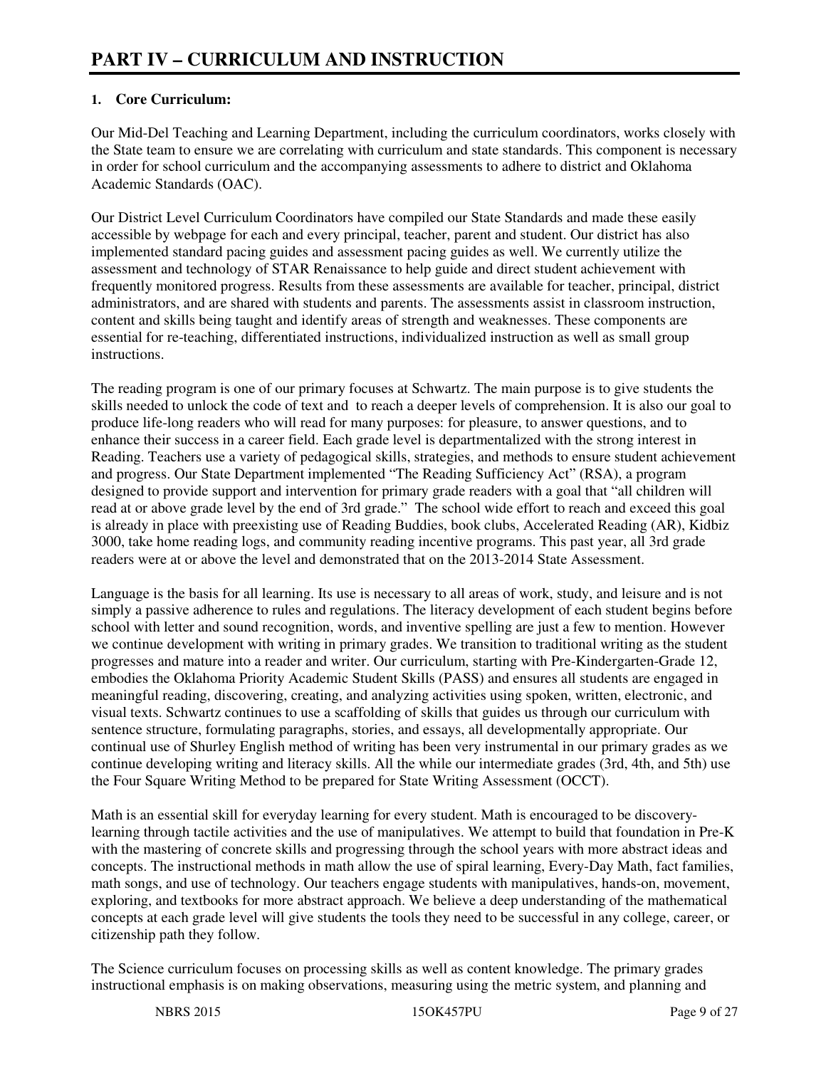# PART IV – CURRICULUM AND INSTRUCTION

**1. Core Curriculum:**

Our Mid-Del Teaching and Learning Department, including the curriculum coordinators, works closely with the State team to ensure we are correlating with curriculum and state standards. This component is necessary in order for school curriculum and the accompanying assessments to adhere to district and Oklahoma Academic Standards (OAC).

Our District Level Curriculum Coordinators have compiled our State Standards and made these easily accessible by webpage for each and every principal, teacher, parent and student. Our district has also implemented standard pacing guides and assessment pacing guides as well. We currently utilize the assessment and technology of STAR Renaissance to help guide and direct student achievement with frequently monitored progress. Results from these assessments are available for teacher, principal, district administrators, and are shared with students and parents. The assessments assist in classroom instruction, content and skills being taught and identify areas of strength and weaknesses. These components are essential for re-teaching, differentiated instructions, individualized instruction as well as small group instructions.

The reading program is one of our primary focuses at Schwartz. The main purpose is to give students the skills needed to unlock the code of text and to reach a deeper levels of comprehension. It is also our goal to produce life-long readers who will read for many purposes: for pleasure, to answer questions, and to enhance their success in a career field. Each grade level is departmentalized with the strong interest in Reading. Teachers use a variety of pedagogical skills, strategies, and methods to ensure student achievement and progress. Our State Department implemented "The Reading Sufficiency Act" (RSA), a program designed to provide support and intervention for primary grade readers with a goal that "all children will read at or above grade level by the end of 3rd grade." The school wide effort to reach and exceed this goal is already in place with preexisting use of Reading Buddies, book clubs, Accelerated Reading (AR), Kidbiz 3000, take home reading logs, and community reading incentive programs. This past year, all 3rd grade readers were at or above the level and demonstrated that on the 2013-2014 State Assessment.

Language is the basis for all learning. Its use is necessary to all areas of work, study, and leisure and is not simply a passive adherence to rules and regulations. The literacy development of each student begins before school with letter and sound recognition, words, and inventive spelling are just a few to mention. However we continue development with writing in primary grades. We transition to traditional writing as the student progresses and mature into a reader and writer. Our curriculum, starting with Pre-Kindergarten-Grade 12, embodies the Oklahoma Priority Academic Student Skills (PASS) and ensures all students are engaged in meaningful reading, discovering, creating, and analyzing activities using spoken, written, electronic, and visual texts. Schwartz continues to use a scaffolding of skills that guides us through our curriculum with sentence structure, formulating paragraphs, stories, and essays, all developmentally appropriate. Our continual use of Shurley English method of writing has been very instrumental in our primary grades as we continue developing writing and literacy skills. All the while our intermediate grades (3rd, 4th, and 5th) use the Four Square Writing Method to be prepared for State Writing Assessment (OCCT).

Math is an essential skill for everyday learning for every student. Math is encouraged to be discovery-learning through tactile activities and the use of manipulatives. We attempt to build that foundation in Pre-K with the mastering of concrete skills and progressing through the school years with more abstract ideas and concepts. The instructional methods in math allow the use of spiral learning, Every-Day Math, fact families, math songs, and use of technology. Our teachers engage students with manipulatives, hands-on, movement, exploring, and textbooks for more abstract approach. We believe a deep understanding of the mathematical concepts at each grade level will give students the tools they need to be successful in any college, career, or citizenship path they follow.

The Science curriculum focuses on processing skills as well as content knowledge. The primary grades instructional emphasis is on making observations, measuring using the metric system, and planning and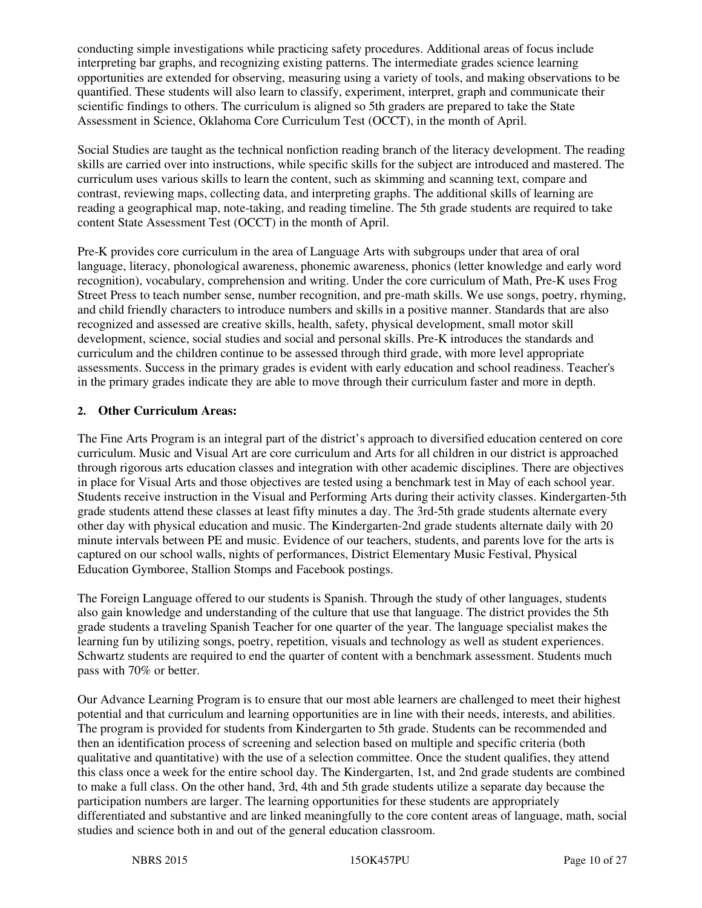conducting simple investigations while practicing safety procedures. Additional areas of focus include interpreting bar graphs, and recognizing existing patterns. The intermediate grades science learning opportunities are extended for observing, measuring using a variety of tools, and making observations to be quantified. These students will also learn to classify, experiment, interpret, graph and communicate their scientific findings to others. The curriculum is aligned so 5th graders are prepared to take the State Assessment in Science, Oklahoma Core Curriculum Test (OCCT), in the month of April.

Social Studies are taught as the technical nonfiction reading branch of the literacy development. The reading skills are carried over into instructions, while specific skills for the subject are introduced and mastered. The curriculum uses various skills to learn the content, such as skimming and scanning text, compare and contrast, reviewing maps, collecting data, and interpreting graphs. The additional skills of learning are reading a geographical map, note-taking, and reading timeline. The 5th grade students are required to take content State Assessment Test (OCCT) in the month of April.

Pre-K provides core curriculum in the area of Language Arts with subgroups under that area of oral language, literacy, phonological awareness, phonemic awareness, phonics (letter knowledge and early word recognition), vocabulary, comprehension and writing. Under the core curriculum of Math, Pre-K uses Frog Street Press to teach number sense, number recognition, and pre-math skills. We use songs, poetry, rhyming, and child friendly characters to introduce numbers and skills in a positive manner. Standards that are also recognized and assessed are creative skills, health, safety, physical development, small motor skill development, science, social studies and social and personal skills. Pre-K introduces the standards and curriculum and the children continue to be assessed through third grade, with more level appropriate assessments. Success in the primary grades is evident with early education and school readiness. Teacher's in the primary grades indicate they are able to move through their curriculum faster and more in depth.

**2. Other Curriculum Areas:**

The Fine Arts Program is an integral part of the district's approach to diversified education centered on core curriculum. Music and Visual Art are core curriculum and Arts for all children in our district is approached through rigorous arts education classes and integration with other academic disciplines. There are objectives in place for Visual Arts and those objectives are tested using a benchmark test in May of each school year. Students receive instruction in the Visual and Performing Arts during their activity classes. Kindergarten-5th grade students attend these classes at least fifty minutes a day. The 3rd-5th grade students alternate every other day with physical education and music. The Kindergarten-2nd grade students alternate daily with 20 minute intervals between PE and music. Evidence of our teachers, students, and parents love for the arts is captured on our school walls, nights of performances, District Elementary Music Festival, Physical Education Gymboree, Stallion Stomps and Facebook postings.

The Foreign Language offered to our students is Spanish. Through the study of other languages, students also gain knowledge and understanding of the culture that use that language. The district provides the 5th grade students a traveling Spanish Teacher for one quarter of the year. The language specialist makes the learning fun by utilizing songs, poetry, repetition, visuals and technology as well as student experiences. Schwartz students are required to end the quarter of content with a benchmark assessment. Students much pass with 70% or better.

Our Advance Learning Program is to ensure that our most able learners are challenged to meet their highest potential and that curriculum and learning opportunities are in line with their needs, interests, and abilities. The program is provided for students from Kindergarten to 5th grade. Students can be recommended and then an identification process of screening and selection based on multiple and specific criteria (both qualitative and quantitative) with the use of a selection committee. Once the student qualifies, they attend this class once a week for the entire school day. The Kindergarten, 1st, and 2nd grade students are combined to make a full class. On the other hand, 3rd, 4th and 5th grade students utilize a separate day because the participation numbers are larger. The learning opportunities for these students are appropriately differentiated and substantive and are linked meaningfully to the core content areas of language, math, social studies and science both in and out of the general education classroom.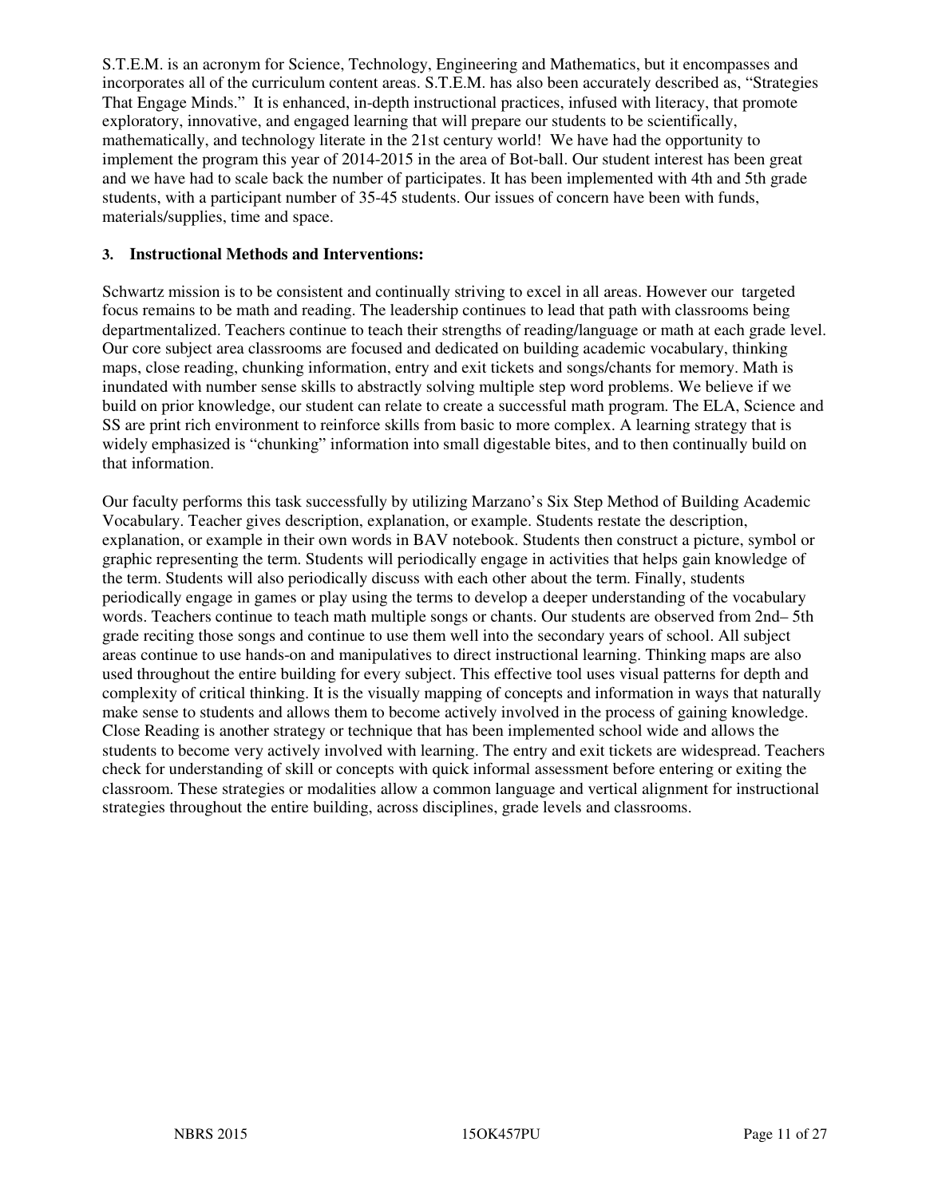S.T.E.M. is an acronym for Science, Technology, Engineering and Mathematics, but it encompasses and incorporates all of the curriculum content areas. S.T.E.M. has also been accurately described as, "Strategies That Engage Minds." It is enhanced, in-depth instructional practices, infused with literacy, that promote exploratory, innovative, and engaged learning that will prepare our students to be scientifically, mathematically, and technology literate in the 21st century world! We have had the opportunity to implement the program this year of 2014-2015 in the area of Bot-ball. Our student interest has been great and we have had to scale back the number of participates. It has been implemented with 4th and 5th grade students, with a participant number of 35-45 students. Our issues of concern have been with funds, materials/supplies, time and space.

### 3. Instructional Methods and Interventions:

Schwartz mission is to be consistent and continually striving to excel in all areas. However our targeted focus remains to be math and reading. The leadership continues to lead that path with classrooms being departmentalized. Teachers continue to teach their strengths of reading/language or math at each grade level. Our core subject area classrooms are focused and dedicated on building academic vocabulary, thinking maps, close reading, chunking information, entry and exit tickets and songs/chants for memory. Math is inundated with number sense skills to abstractly solving multiple step word problems. We believe if we build on prior knowledge, our student can relate to create a successful math program. The ELA, Science and SS are print rich environment to reinforce skills from basic to more complex. A learning strategy that is widely emphasized is "chunking" information into small digestable bites, and to then continually build on that information.

Our faculty performs this task successfully by utilizing Marzano's Six Step Method of Building Academic Vocabulary. Teacher gives description, explanation, or example. Students restate the description, explanation, or example in their own words in BAV notebook. Students then construct a picture, symbol or graphic representing the term. Students will periodically engage in activities that helps gain knowledge of the term. Students will also periodically discuss with each other about the term. Finally, students periodically engage in games or play using the terms to develop a deeper understanding of the vocabulary words. Teachers continue to teach math multiple songs or chants. Our students are observed from 2nd– 5th grade reciting those songs and continue to use them well into the secondary years of school. All subject areas continue to use hands-on and manipulatives to direct instructional learning. Thinking maps are also used throughout the entire building for every subject. This effective tool uses visual patterns for depth and complexity of critical thinking. It is the visually mapping of concepts and information in ways that naturally make sense to students and allows them to become actively involved in the process of gaining knowledge. Close Reading is another strategy or technique that has been implemented school wide and allows the students to become very actively involved with learning. The entry and exit tickets are widespread. Teachers check for understanding of skill or concepts with quick informal assessment before entering or exiting the classroom. These strategies or modalities allow a common language and vertical alignment for instructional strategies throughout the entire building, across disciplines, grade levels and classrooms.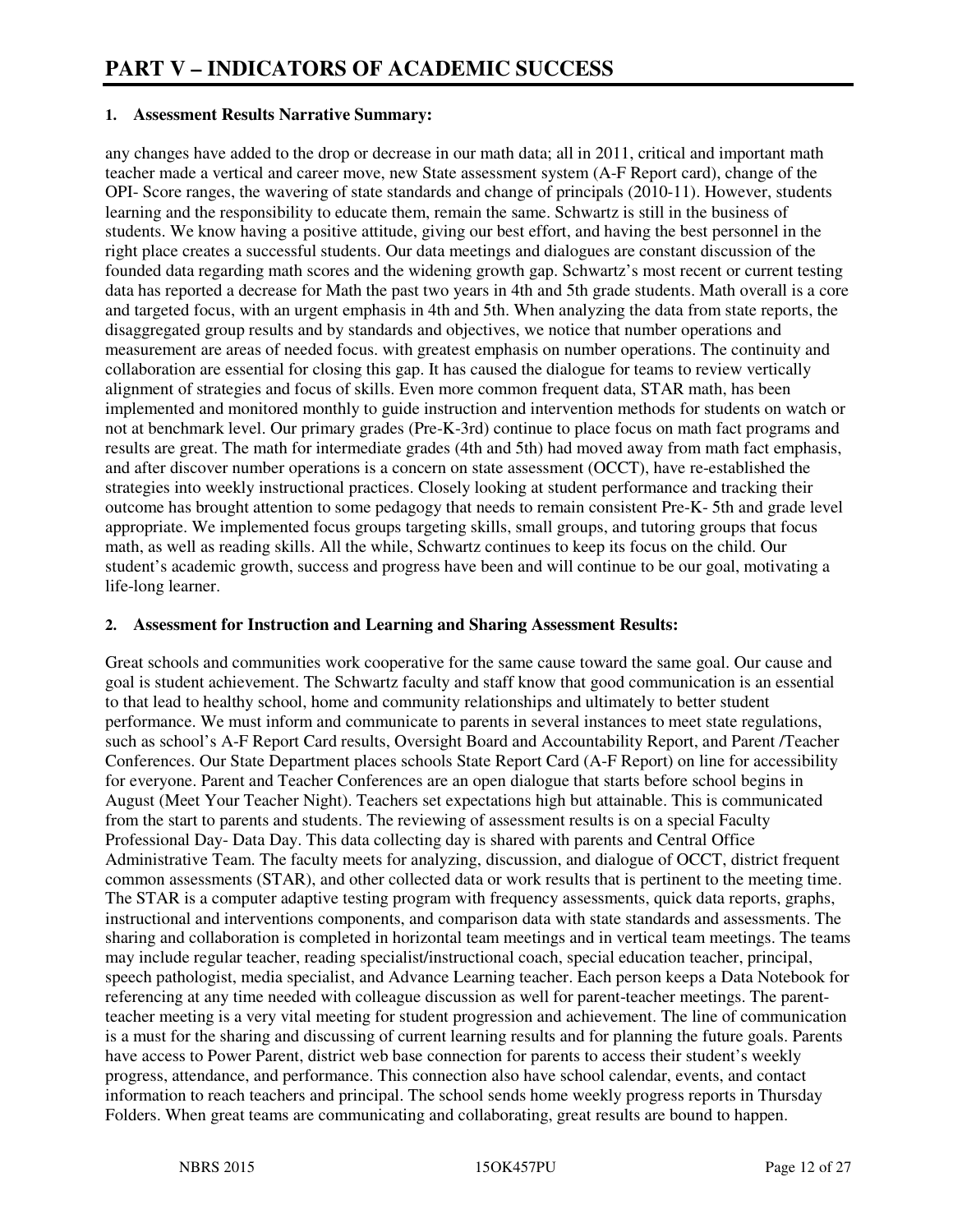# PART V – INDICATORS OF ACADEMIC SUCCESS

## 1. Assessment Results Narrative Summary:

any changes have added to the drop or decrease in our math data; all in 2011, critical and important math teacher made a vertical and career move, new State assessment system (A-F Report card), change of the OPI- Score ranges, the wavering of state standards and change of principals (2010-11). However, students learning and the responsibility to educate them, remain the same. Schwartz is still in the business of students. We know having a positive attitude, giving our best effort, and having the best personnel in the right place creates a successful students. Our data meetings and dialogues are constant discussion of the founded data regarding math scores and the widening growth gap. Schwartz's most recent or current testing data has reported a decrease for Math the past two years in 4th and 5th grade students. Math overall is a core and targeted focus, with an urgent emphasis in 4th and 5th. When analyzing the data from state reports, the disaggregated group results and by standards and objectives, we notice that number operations and measurement are areas of needed focus. with greatest emphasis on number operations. The continuity and collaboration are essential for closing this gap. It has caused the dialogue for teams to review vertically alignment of strategies and focus of skills. Even more common frequent data, STAR math, has been implemented and monitored monthly to guide instruction and intervention methods for students on watch or not at benchmark level. Our primary grades (Pre-K-3rd) continue to place focus on math fact programs and results are great. The math for intermediate grades (4th and 5th) had moved away from math fact emphasis, and after discover number operations is a concern on state assessment (OCCT), have re-established the strategies into weekly instructional practices. Closely looking at student performance and tracking their outcome has brought attention to some pedagogy that needs to remain consistent Pre-K- 5th and grade level appropriate. We implemented focus groups targeting skills, small groups, and tutoring groups that focus math, as well as reading skills. All the while, Schwartz continues to keep its focus on the child. Our student's academic growth, success and progress have been and will continue to be our goal, motivating a life-long learner.

## 2. Assessment for Instruction and Learning and Sharing Assessment Results:

Great schools and communities work cooperative for the same cause toward the same goal. Our cause and goal is student achievement. The Schwartz faculty and staff know that good communication is an essential to that lead to healthy school, home and community relationships and ultimately to better student performance. We must inform and communicate to parents in several instances to meet state regulations, such as school's A-F Report Card results, Oversight Board and Accountability Report, and Parent /Teacher Conferences. Our State Department places schools State Report Card (A-F Report) on line for accessibility for everyone. Parent and Teacher Conferences are an open dialogue that starts before school begins in August (Meet Your Teacher Night). Teachers set expectations high but attainable. This is communicated from the start to parents and students. The reviewing of assessment results is on a special Faculty Professional Day- Data Day. This data collecting day is shared with parents and Central Office Administrative Team. The faculty meets for analyzing, discussion, and dialogue of OCCT, district frequent common assessments (STAR), and other collected data or work results that is pertinent to the meeting time. The STAR is a computer adaptive testing program with frequency assessments, quick data reports, graphs, instructional and interventions components, and comparison data with state standards and assessments. The sharing and collaboration is completed in horizontal team meetings and in vertical team meetings. The teams may include regular teacher, reading specialist/instructional coach, special education teacher, principal, speech pathologist, media specialist, and Advance Learning teacher. Each person keeps a Data Notebook for referencing at any time needed with colleague discussion as well for parent-teacher meetings. The parent-teacher meeting is a very vital meeting for student progression and achievement. The line of communication is a must for the sharing and discussing of current learning results and for planning the future goals. Parents have access to Power Parent, district web base connection for parents to access their student's weekly progress, attendance, and performance. This connection also have school calendar, events, and contact information to reach teachers and principal. The school sends home weekly progress reports in Thursday Folders. When great teams are communicating and collaborating, great results are bound to happen.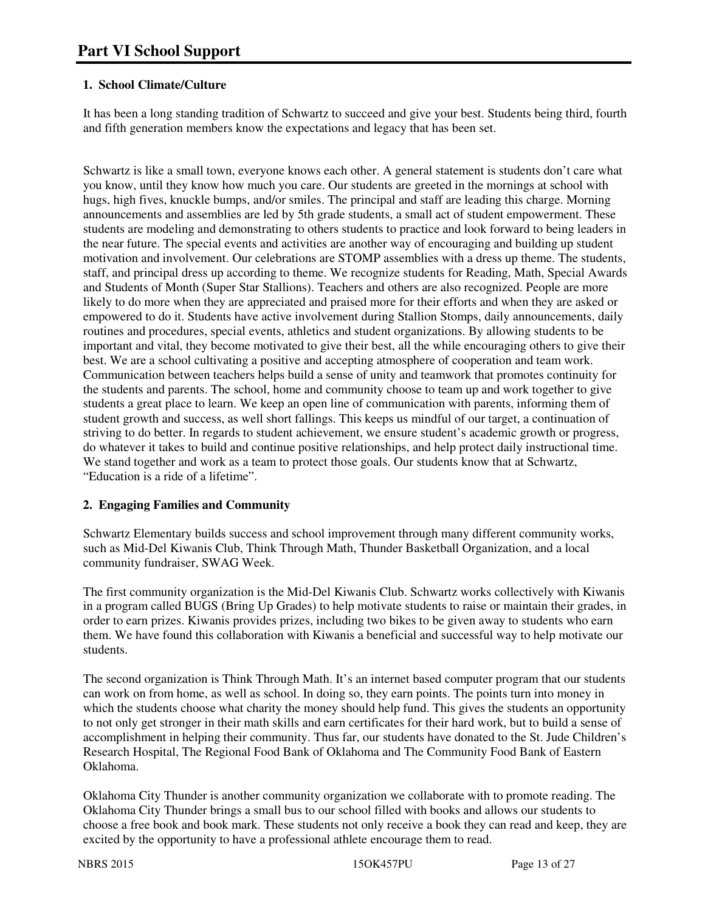# Part VI School Support

### 1. School Climate/Culture

It has been a long standing tradition of Schwartz to succeed and give your best. Students being third, fourth and fifth generation members know the expectations and legacy that has been set.

Schwartz is like a small town, everyone knows each other. A general statement is students don't care what you know, until they know how much you care. Our students are greeted in the mornings at school with hugs, high fives, knuckle bumps, and/or smiles. The principal and staff are leading this charge. Morning announcements and assemblies are led by 5th grade students, a small act of student empowerment. These students are modeling and demonstrating to others students to practice and look forward to being leaders in the near future. The special events and activities are another way of encouraging and building up student motivation and involvement. Our celebrations are STOMP assemblies with a dress up theme. The students, staff, and principal dress up according to theme. We recognize students for Reading, Math, Special Awards and Students of Month (Super Star Stallions). Teachers and others are also recognized. People are more likely to do more when they are appreciated and praised more for their efforts and when they are asked or empowered to do it. Students have active involvement during Stallion Stomps, daily announcements, daily routines and procedures, special events, athletics and student organizations. By allowing students to be important and vital, they become motivated to give their best, all the while encouraging others to give their best. We are a school cultivating a positive and accepting atmosphere of cooperation and team work. Communication between teachers helps build a sense of unity and teamwork that promotes continuity for the students and parents. The school, home and community choose to team up and work together to give students a great place to learn. We keep an open line of communication with parents, informing them of student growth and success, as well short fallings. This keeps us mindful of our target, a continuation of striving to do better. In regards to student achievement, we ensure student's academic growth or progress, do whatever it takes to build and continue positive relationships, and help protect daily instructional time. We stand together and work as a team to protect those goals. Our students know that at Schwartz, "Education is a ride of a lifetime".

### 2. Engaging Families and Community

Schwartz Elementary builds success and school improvement through many different community works, such as Mid-Del Kiwanis Club, Think Through Math, Thunder Basketball Organization, and a local community fundraiser, SWAG Week.

The first community organization is the Mid-Del Kiwanis Club. Schwartz works collectively with Kiwanis in a program called BUGS (Bring Up Grades) to help motivate students to raise or maintain their grades, in order to earn prizes. Kiwanis provides prizes, including two bikes to be given away to students who earn them. We have found this collaboration with Kiwanis a beneficial and successful way to help motivate our students.

The second organization is Think Through Math. It's an internet based computer program that our students can work on from home, as well as school. In doing so, they earn points. The points turn into money in which the students choose what charity the money should help fund. This gives the students an opportunity to not only get stronger in their math skills and earn certificates for their hard work, but to build a sense of accomplishment in helping their community. Thus far, our students have donated to the St. Jude Children's Research Hospital, The Regional Food Bank of Oklahoma and The Community Food Bank of Eastern Oklahoma.

Oklahoma City Thunder is another community organization we collaborate with to promote reading. The Oklahoma City Thunder brings a small bus to our school filled with books and allows our students to choose a free book and book mark. These students not only receive a book they can read and keep, they are excited by the opportunity to have a professional athlete encourage them to read.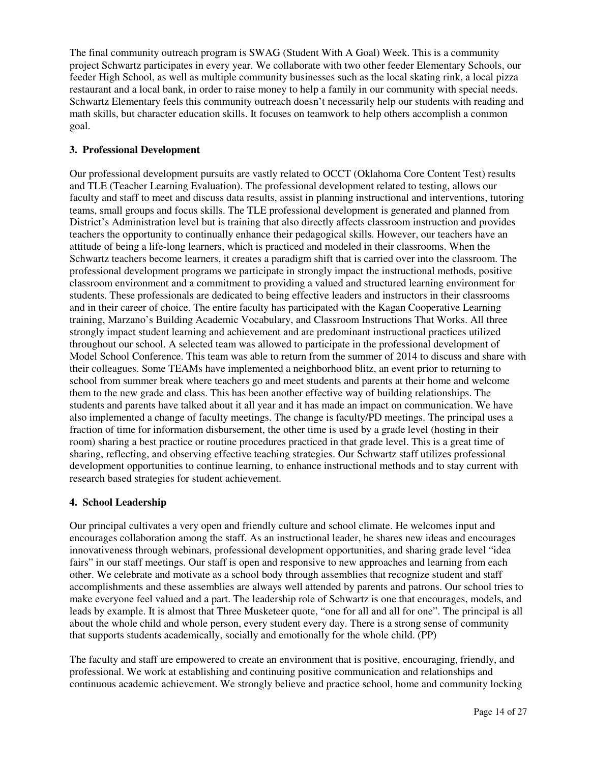The final community outreach program is SWAG (Student With A Goal) Week. This is a community project Schwartz participates in every year. We collaborate with two other feeder Elementary Schools, our feeder High School, as well as multiple community businesses such as the local skating rink, a local pizza restaurant and a local bank, in order to raise money to help a family in our community with special needs. Schwartz Elementary feels this community outreach doesn't necessarily help our students with reading and math skills, but character education skills. It focuses on teamwork to help others accomplish a common goal.

### 3. Professional Development

Our professional development pursuits are vastly related to OCCT (Oklahoma Core Content Test) results and TLE (Teacher Learning Evaluation). The professional development related to testing, allows our faculty and staff to meet and discuss data results, assist in planning instructional and interventions, tutoring teams, small groups and focus skills. The TLE professional development is generated and planned from District's Administration level but is training that also directly affects classroom instruction and provides teachers the opportunity to continually enhance their pedagogical skills. However, our teachers have an attitude of being a life-long learners, which is practiced and modeled in their classrooms. When the Schwartz teachers become learners, it creates a paradigm shift that is carried over into the classroom. The professional development programs we participate in strongly impact the instructional methods, positive classroom environment and a commitment to providing a valued and structured learning environment for students. These professionals are dedicated to being effective leaders and instructors in their classrooms and in their career of choice. The entire faculty has participated with the Kagan Cooperative Learning training, Marzano's Building Academic Vocabulary, and Classroom Instructions That Works. All three strongly impact student learning and achievement and are predominant instructional practices utilized throughout our school. A selected team was allowed to participate in the professional development of Model School Conference. This team was able to return from the summer of 2014 to discuss and share with their colleagues. Some TEAMs have implemented a neighborhood blitz, an event prior to returning to school from summer break where teachers go and meet students and parents at their home and welcome them to the new grade and class. This has been another effective way of building relationships. The students and parents have talked about it all year and it has made an impact on communication. We have also implemented a change of faculty meetings. The change is faculty/PD meetings. The principal uses a fraction of time for information disbursement, the other time is used by a grade level (hosting in their room) sharing a best practice or routine procedures practiced in that grade level. This is a great time of sharing, reflecting, and observing effective teaching strategies. Our Schwartz staff utilizes professional development opportunities to continue learning, to enhance instructional methods and to stay current with research based strategies for student achievement.

### 4. School Leadership

Our principal cultivates a very open and friendly culture and school climate. He welcomes input and encourages collaboration among the staff. As an instructional leader, he shares new ideas and encourages innovativeness through webinars, professional development opportunities, and sharing grade level "idea fairs" in our staff meetings. Our staff is open and responsive to new approaches and learning from each other. We celebrate and motivate as a school body through assemblies that recognize student and staff accomplishments and these assemblies are always well attended by parents and patrons. Our school tries to make everyone feel valued and a part. The leadership role of Schwartz is one that encourages, models, and leads by example. It is almost that Three Musketeer quote, "one for all and all for one". The principal is all about the whole child and whole person, every student every day. There is a strong sense of community that supports students academically, socially and emotionally for the whole child. (PP)

The faculty and staff are empowered to create an environment that is positive, encouraging, friendly, and professional. We work at establishing and continuing positive communication and relationships and continuous academic achievement. We strongly believe and practice school, home and community locking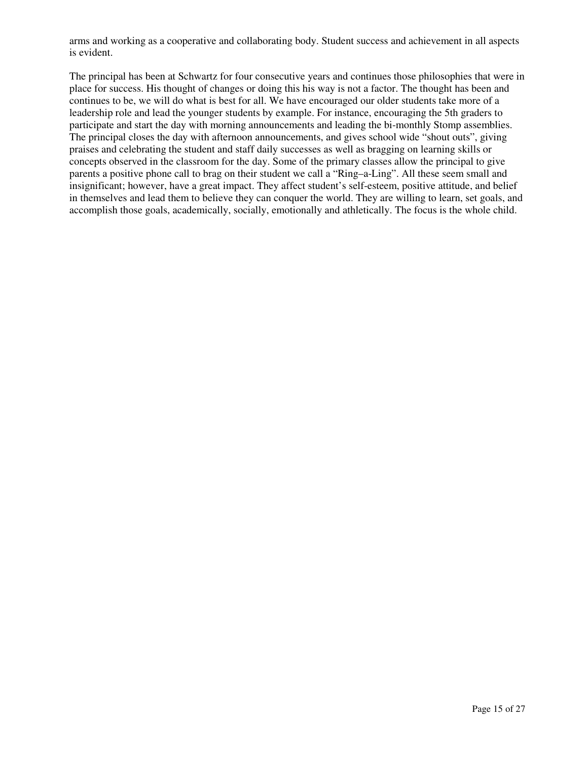arms and working as a cooperative and collaborating body. Student success and achievement in all aspects is evident.

The principal has been at Schwartz for four consecutive years and continues those philosophies that were in place for success. His thought of changes or doing this his way is not a factor. The thought has been and continues to be, we will do what is best for all. We have encouraged our older students take more of a leadership role and lead the younger students by example. For instance, encouraging the 5th graders to participate and start the day with morning announcements and leading the bi-monthly Stomp assemblies. The principal closes the day with afternoon announcements, and gives school wide "shout outs", giving praises and celebrating the student and staff daily successes as well as bragging on learning skills or concepts observed in the classroom for the day. Some of the primary classes allow the principal to give parents a positive phone call to brag on their student we call a "Ring–a-Ling". All these seem small and insignificant; however, have a great impact. They affect student's self-esteem, positive attitude, and belief in themselves and lead them to believe they can conquer the world. They are willing to learn, set goals, and accomplish those goals, academically, socially, emotionally and athletically. The focus is the whole child.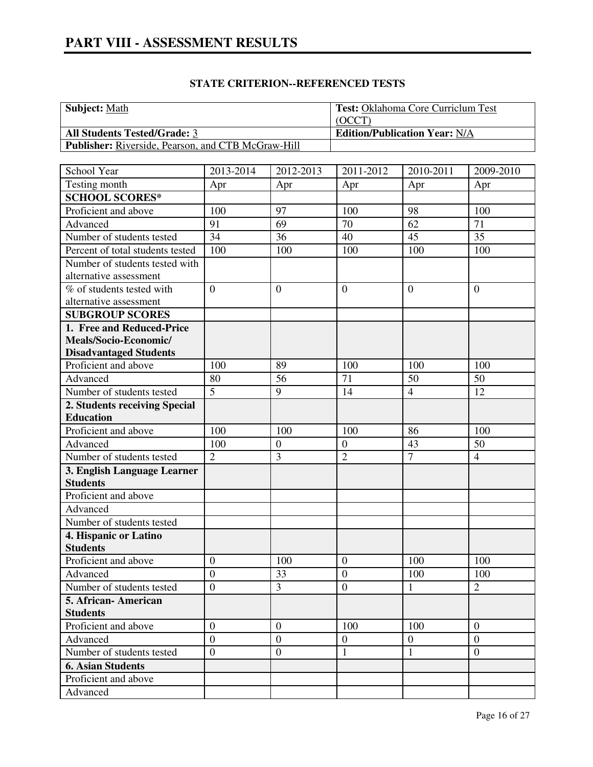# PART VIII - ASSESSMENT RESULTS

## STATE CRITERION--REFERENCED TESTS

| **Subject:** Math | **Test:** Oklahoma Core Curriclum Test (OCCT) |
|---|---|
| **All Students Tested/Grade:** 3 | **Edition/Publication Year:** N/A |
| **Publisher:** Riverside, Pearson, and CTB McGraw-Hill | |

| School Year | 2013-2014 | 2012-2013 | 2011-2012 | 2010-2011 | 2009-2010 |
|---|---|---|---|---|---|
| Testing month | Apr | Apr | Apr | Apr | Apr |
| **SCHOOL SCORES*** | | | | | |
| Proficient and above | 100 | 97 | 100 | 98 | 100 |
| Advanced | 91 | 69 | 70 | 62 | 71 |
| Number of students tested | 34 | 36 | 40 | 45 | 35 |
| Percent of total students tested | 100 | 100 | 100 | 100 | 100 |
| Number of students tested with alternative assessment | | | | | |
| % of students tested with alternative assessment | 0 | 0 | 0 | 0 | 0 |
| **SUBGROUP SCORES** | | | | | |
| **1. Free and Reduced-Price Meals/Socio-Economic/ Disadvantaged Students** | | | | | |
| Proficient and above | 100 | 89 | 100 | 100 | 100 |
| Advanced | 80 | 56 | 71 | 50 | 50 |
| Number of students tested | 5 | 9 | 14 | 4 | 12 |
| **2. Students receiving Special Education** | | | | | |
| Proficient and above | 100 | 100 | 100 | 86 | 100 |
| Advanced | 100 | 0 | 0 | 43 | 50 |
| Number of students tested | 2 | 3 | 2 | 7 | 4 |
| **3. English Language Learner Students** | | | | | |
| Proficient and above | | | | | |
| Advanced | | | | | |
| Number of students tested | | | | | |
| **4. Hispanic or Latino Students** | | | | | |
| Proficient and above | 0 | 100 | 0 | 100 | 100 |
| Advanced | 0 | 33 | 0 | 100 | 100 |
| Number of students tested | 0 | 3 | 0 | 1 | 2 |
| **5. African- American Students** | | | | | |
| Proficient and above | 0 | 0 | 100 | 100 | 0 |
| Advanced | 0 | 0 | 0 | 0 | 0 |
| Number of students tested | 0 | 0 | 1 | 1 | 0 |
| **6. Asian Students** | | | | | |
| Proficient and above | | | | | |
| Advanced | | | | | |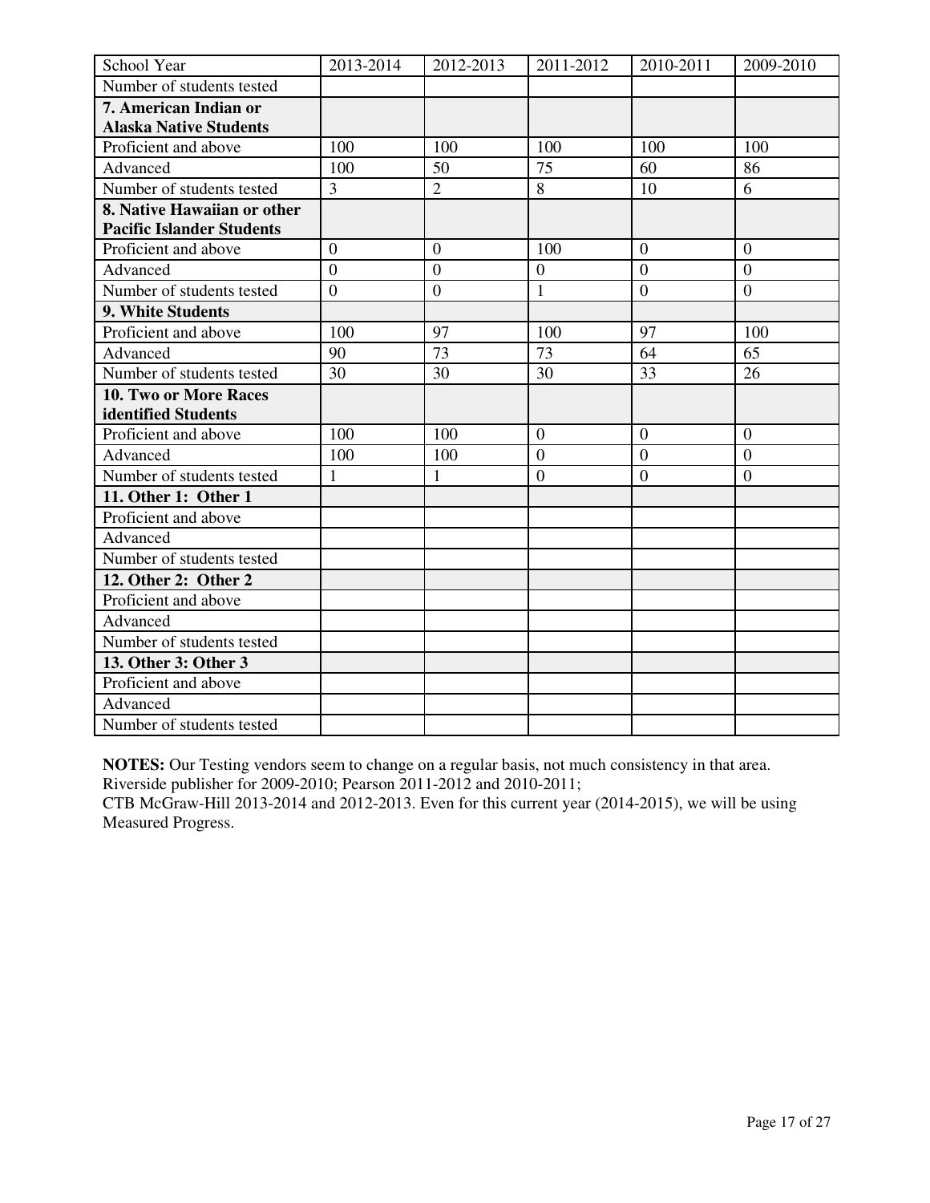| School Year | 2013-2014 | 2012-2013 | 2011-2012 | 2010-2011 | 2009-2010 |
| --- | --- | --- | --- | --- | --- |
| Number of students tested | | | | | |
| **7. American Indian or Alaska Native Students** | | | | | |
| Proficient and above | 100 | 100 | 100 | 100 | 100 |
| Advanced | 100 | 50 | 75 | 60 | 86 |
| Number of students tested | 3 | 2 | 8 | 10 | 6 |
| **8. Native Hawaiian or other Pacific Islander Students** | | | | | |
| Proficient and above | 0 | 0 | 100 | 0 | 0 |
| Advanced | 0 | 0 | 0 | 0 | 0 |
| Number of students tested | 0 | 0 | 1 | 0 | 0 |
| **9. White Students** | | | | | |
| Proficient and above | 100 | 97 | 100 | 97 | 100 |
| Advanced | 90 | 73 | 73 | 64 | 65 |
| Number of students tested | 30 | 30 | 30 | 33 | 26 |
| **10. Two or More Races identified Students** | | | | | |
| Proficient and above | 100 | 100 | 0 | 0 | 0 |
| Advanced | 100 | 100 | 0 | 0 | 0 |
| Number of students tested | 1 | 1 | 0 | 0 | 0 |
| **11. Other 1: Other 1** | | | | | |
| Proficient and above | | | | | |
| Advanced | | | | | |
| Number of students tested | | | | | |
| **12. Other 2: Other 2** | | | | | |
| Proficient and above | | | | | |
| Advanced | | | | | |
| Number of students tested | | | | | |
| **13. Other 3: Other 3** | | | | | |
| Proficient and above | | | | | |
| Advanced | | | | | |
| Number of students tested | | | | | |

**NOTES:** Our Testing vendors seem to change on a regular basis, not much consistency in that area. Riverside publisher for 2009-2010; Pearson 2011-2012 and 2010-2011; CTB McGraw-Hill 2013-2014 and 2012-2013. Even for this current year (2014-2015), we will be using Measured Progress.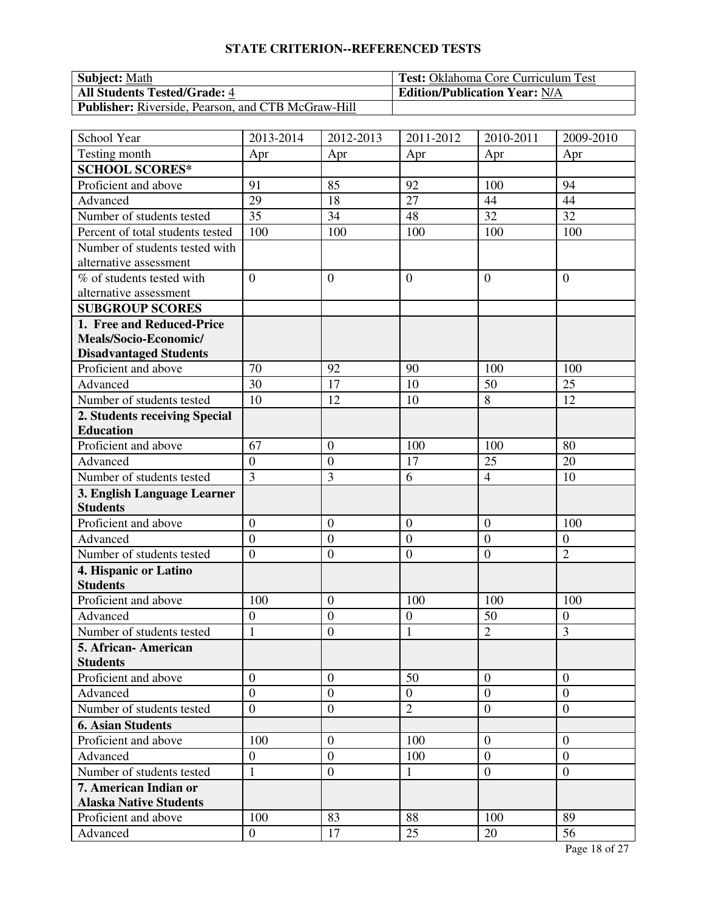## STATE CRITERION--REFERENCED TESTS

| **Subject:** Math | **Test:** Oklahoma Core Curriculum Test |
|---|---|
| **All Students Tested/Grade:** 4 | **Edition/Publication Year:** N/A |
| **Publisher:** Riverside, Pearson, and CTB McGraw-Hill | |

| School Year | 2013-2014 | 2012-2013 | 2011-2012 | 2010-2011 | 2009-2010 |
|---|---|---|---|---|---|
| Testing month | Apr | Apr | Apr | Apr | Apr |
| **SCHOOL SCORES*** | | | | | |
| Proficient and above | 91 | 85 | 92 | 100 | 94 |
| Advanced | 29 | 18 | 27 | 44 | 44 |
| Number of students tested | 35 | 34 | 48 | 32 | 32 |
| Percent of total students tested | 100 | 100 | 100 | 100 | 100 |
| Number of students tested with alternative assessment | | | | | |
| % of students tested with alternative assessment | 0 | 0 | 0 | 0 | 0 |
| **SUBGROUP SCORES** | | | | | |
| **1. Free and Reduced-Price Meals/Socio-Economic/ Disadvantaged Students** | | | | | |
| Proficient and above | 70 | 92 | 90 | 100 | 100 |
| Advanced | 30 | 17 | 10 | 50 | 25 |
| Number of students tested | 10 | 12 | 10 | 8 | 12 |
| **2. Students receiving Special Education** | | | | | |
| Proficient and above | 67 | 0 | 100 | 100 | 80 |
| Advanced | 0 | 0 | 17 | 25 | 20 |
| Number of students tested | 3 | 3 | 6 | 4 | 10 |
| **3. English Language Learner Students** | | | | | |
| Proficient and above | 0 | 0 | 0 | 0 | 100 |
| Advanced | 0 | 0 | 0 | 0 | 0 |
| Number of students tested | 0 | 0 | 0 | 0 | 2 |
| **4. Hispanic or Latino Students** | | | | | |
| Proficient and above | 100 | 0 | 100 | 100 | 100 |
| Advanced | 0 | 0 | 0 | 50 | 0 |
| Number of students tested | 1 | 0 | 1 | 2 | 3 |
| **5. African- American Students** | | | | | |
| Proficient and above | 0 | 0 | 50 | 0 | 0 |
| Advanced | 0 | 0 | 0 | 0 | 0 |
| Number of students tested | 0 | 0 | 2 | 0 | 0 |
| **6. Asian Students** | | | | | |
| Proficient and above | 100 | 0 | 100 | 0 | 0 |
| Advanced | 0 | 0 | 100 | 0 | 0 |
| Number of students tested | 1 | 0 | 1 | 0 | 0 |
| **7. American Indian or Alaska Native Students** | | | | | |
| Proficient and above | 100 | 83 | 88 | 100 | 89 |
| Advanced | 0 | 17 | 25 | 20 | 56 |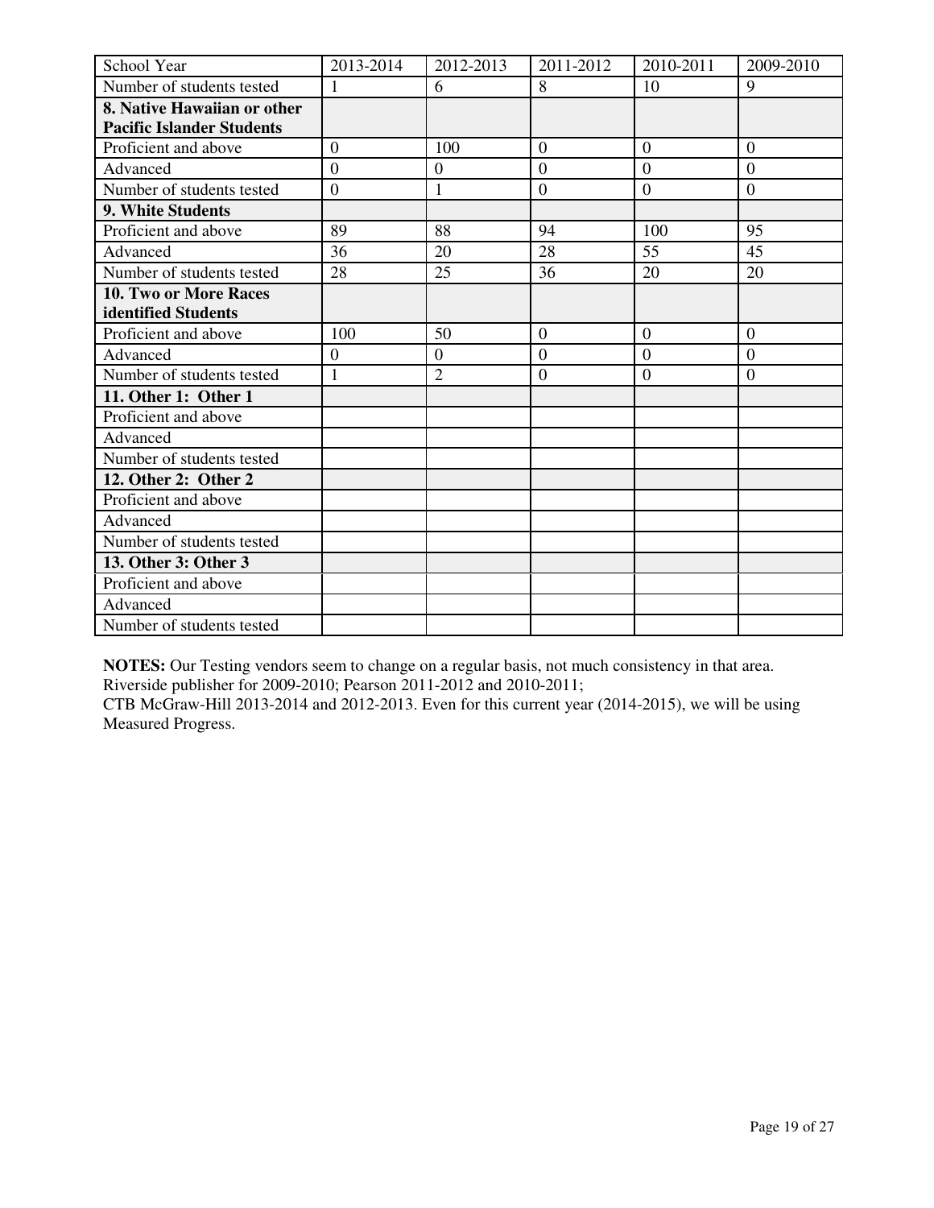| School Year | 2013-2014 | 2012-2013 | 2011-2012 | 2010-2011 | 2009-2010 |
|---|---|---|---|---|---|
| Number of students tested | 1 | 6 | 8 | 10 | 9 |
| **8. Native Hawaiian or other Pacific Islander Students** | | | | | |
| Proficient and above | 0 | 100 | 0 | 0 | 0 |
| Advanced | 0 | 0 | 0 | 0 | 0 |
| Number of students tested | 0 | 1 | 0 | 0 | 0 |
| **9. White Students** | | | | | |
| Proficient and above | 89 | 88 | 94 | 100 | 95 |
| Advanced | 36 | 20 | 28 | 55 | 45 |
| Number of students tested | 28 | 25 | 36 | 20 | 20 |
| **10. Two or More Races identified Students** | | | | | |
| Proficient and above | 100 | 50 | 0 | 0 | 0 |
| Advanced | 0 | 0 | 0 | 0 | 0 |
| Number of students tested | 1 | 2 | 0 | 0 | 0 |
| **11. Other 1: Other 1** | | | | | |
| Proficient and above | | | | | |
| Advanced | | | | | |
| Number of students tested | | | | | |
| **12. Other 2: Other 2** | | | | | |
| Proficient and above | | | | | |
| Advanced | | | | | |
| Number of students tested | | | | | |
| **13. Other 3: Other 3** | | | | | |
| Proficient and above | | | | | |
| Advanced | | | | | |
| Number of students tested | | | | | |

**NOTES:** Our Testing vendors seem to change on a regular basis, not much consistency in that area. Riverside publisher for 2009-2010; Pearson 2011-2012 and 2010-2011;
CTB McGraw-Hill 2013-2014 and 2012-2013. Even for this current year (2014-2015), we will be using Measured Progress.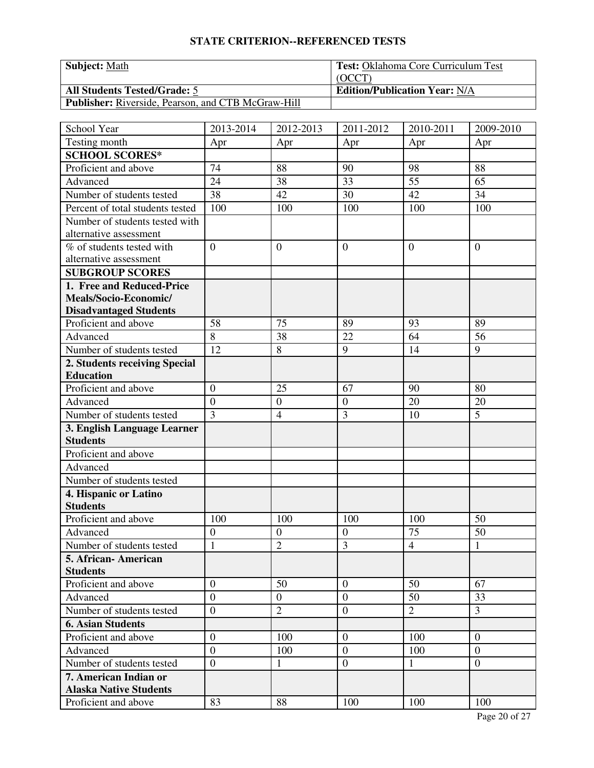## STATE CRITERION--REFERENCED TESTS

| **Subject:** Math | **Test:** Oklahoma Core Curriculum Test (OCCT) |
|---|---|
| **All Students Tested/Grade:** 5 | **Edition/Publication Year:** N/A |
| **Publisher:** Riverside, Pearson, and CTB McGraw-Hill | |

| School Year | 2013-2014 | 2012-2013 | 2011-2012 | 2010-2011 | 2009-2010 |
|---|---|---|---|---|---|
| Testing month | Apr | Apr | Apr | Apr | Apr |
| **SCHOOL SCORES*** | | | | | |
| Proficient and above | 74 | 88 | 90 | 98 | 88 |
| Advanced | 24 | 38 | 33 | 55 | 65 |
| Number of students tested | 38 | 42 | 30 | 42 | 34 |
| Percent of total students tested | 100 | 100 | 100 | 100 | 100 |
| Number of students tested with alternative assessment | | | | | |
| % of students tested with alternative assessment | 0 | 0 | 0 | 0 | 0 |
| **SUBGROUP SCORES** | | | | | |
| **1. Free and Reduced-Price Meals/Socio-Economic/ Disadvantaged Students** | | | | | |
| Proficient and above | 58 | 75 | 89 | 93 | 89 |
| Advanced | 8 | 38 | 22 | 64 | 56 |
| Number of students tested | 12 | 8 | 9 | 14 | 9 |
| **2. Students receiving Special Education** | | | | | |
| Proficient and above | 0 | 25 | 67 | 90 | 80 |
| Advanced | 0 | 0 | 0 | 20 | 20 |
| Number of students tested | 3 | 4 | 3 | 10 | 5 |
| **3. English Language Learner Students** | | | | | |
| Proficient and above | | | | | |
| Advanced | | | | | |
| Number of students tested | | | | | |
| **4. Hispanic or Latino Students** | | | | | |
| Proficient and above | 100 | 100 | 100 | 100 | 50 |
| Advanced | 0 | 0 | 0 | 75 | 50 |
| Number of students tested | 1 | 2 | 3 | 4 | 1 |
| **5. African- American Students** | | | | | |
| Proficient and above | 0 | 50 | 0 | 50 | 67 |
| Advanced | 0 | 0 | 0 | 50 | 33 |
| Number of students tested | 0 | 2 | 0 | 2 | 3 |
| **6. Asian Students** | | | | | |
| Proficient and above | 0 | 100 | 0 | 100 | 0 |
| Advanced | 0 | 100 | 0 | 100 | 0 |
| Number of students tested | 0 | 1 | 0 | 1 | 0 |
| **7. American Indian or Alaska Native Students** | | | | | |
| Proficient and above | 83 | 88 | 100 | 100 | 100 |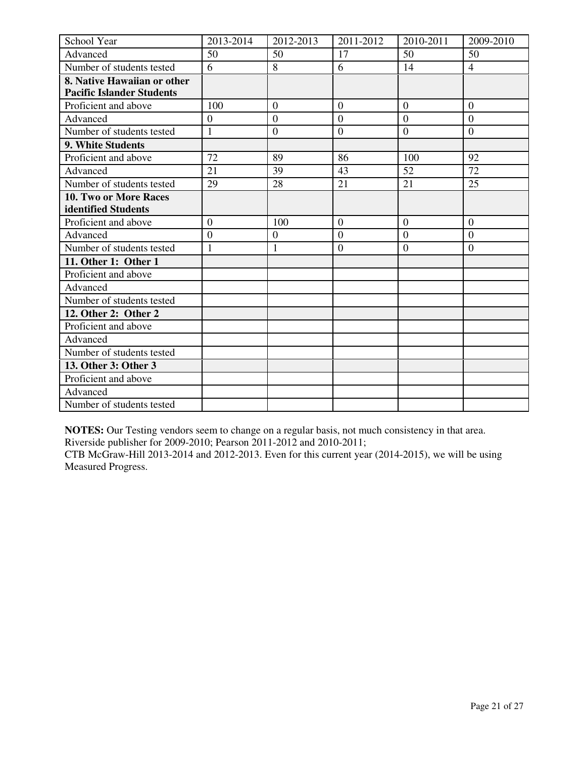| School Year | 2013-2014 | 2012-2013 | 2011-2012 | 2010-2011 | 2009-2010 |
|---|---|---|---|---|---|
| Advanced | 50 | 50 | 17 | 50 | 50 |
| Number of students tested | 6 | 8 | 6 | 14 | 4 |
| **8. Native Hawaiian or other Pacific Islander Students** | | | | | |
| Proficient and above | 100 | 0 | 0 | 0 | 0 |
| Advanced | 0 | 0 | 0 | 0 | 0 |
| Number of students tested | 1 | 0 | 0 | 0 | 0 |
| **9. White Students** | | | | | |
| Proficient and above | 72 | 89 | 86 | 100 | 92 |
| Advanced | 21 | 39 | 43 | 52 | 72 |
| Number of students tested | 29 | 28 | 21 | 21 | 25 |
| **10. Two or More Races identified Students** | | | | | |
| Proficient and above | 0 | 100 | 0 | 0 | 0 |
| Advanced | 0 | 0 | 0 | 0 | 0 |
| Number of students tested | 1 | 1 | 0 | 0 | 0 |
| **11. Other 1: Other 1** | | | | | |
| Proficient and above | | | | | |
| Advanced | | | | | |
| Number of students tested | | | | | |
| **12. Other 2: Other 2** | | | | | |
| Proficient and above | | | | | |
| Advanced | | | | | |
| Number of students tested | | | | | |
| **13. Other 3: Other 3** | | | | | |
| Proficient and above | | | | | |
| Advanced | | | | | |
| Number of students tested | | | | | |

**NOTES:** Our Testing vendors seem to change on a regular basis, not much consistency in that area. Riverside publisher for 2009-2010; Pearson 2011-2012 and 2010-2011;
CTB McGraw-Hill 2013-2014 and 2012-2013. Even for this current year (2014-2015), we will be using Measured Progress.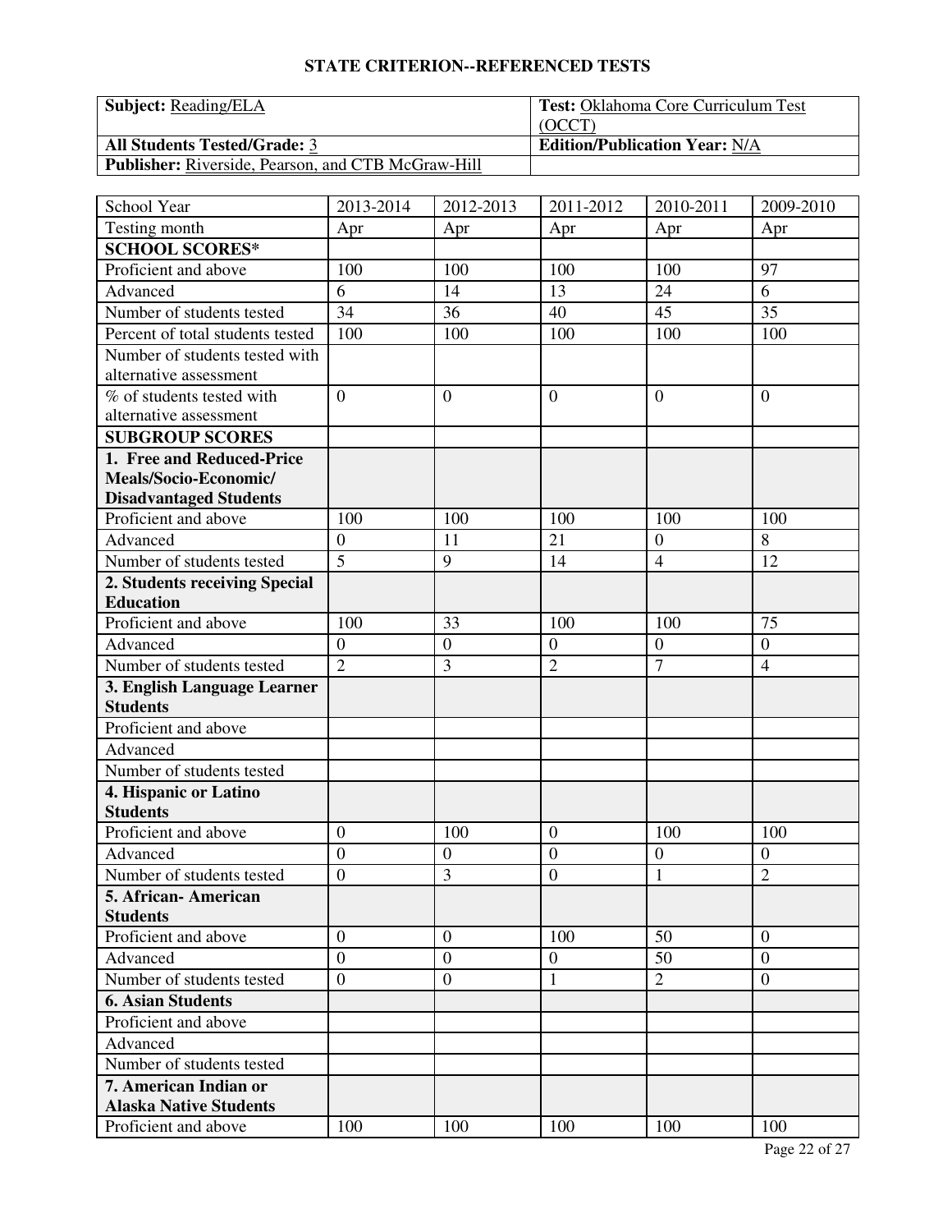## STATE CRITERION--REFERENCED TESTS

| **Subject:** Reading/ELA | **Test:** Oklahoma Core Curriculum Test (OCCT) |
|---|---|
| **All Students Tested/Grade:** 3 | **Edition/Publication Year:** N/A |
| **Publisher:** Riverside, Pearson, and CTB McGraw-Hill | |

| School Year | 2013-2014 | 2012-2013 | 2011-2012 | 2010-2011 | 2009-2010 |
|---|---|---|---|---|---|
| Testing month | Apr | Apr | Apr | Apr | Apr |
| **SCHOOL SCORES*** | | | | | |
| Proficient and above | 100 | 100 | 100 | 100 | 97 |
| Advanced | 6 | 14 | 13 | 24 | 6 |
| Number of students tested | 34 | 36 | 40 | 45 | 35 |
| Percent of total students tested | 100 | 100 | 100 | 100 | 100 |
| Number of students tested with alternative assessment | | | | | |
| % of students tested with alternative assessment | 0 | 0 | 0 | 0 | 0 |
| **SUBGROUP SCORES** | | | | | |
| **1. Free and Reduced-Price Meals/Socio-Economic/ Disadvantaged Students** | | | | | |
| Proficient and above | 100 | 100 | 100 | 100 | 100 |
| Advanced | 0 | 11 | 21 | 0 | 8 |
| Number of students tested | 5 | 9 | 14 | 4 | 12 |
| **2. Students receiving Special Education** | | | | | |
| Proficient and above | 100 | 33 | 100 | 100 | 75 |
| Advanced | 0 | 0 | 0 | 0 | 0 |
| Number of students tested | 2 | 3 | 2 | 7 | 4 |
| **3. English Language Learner Students** | | | | | |
| Proficient and above | | | | | |
| Advanced | | | | | |
| Number of students tested | | | | | |
| **4. Hispanic or Latino Students** | | | | | |
| Proficient and above | 0 | 100 | 0 | 100 | 100 |
| Advanced | 0 | 0 | 0 | 0 | 0 |
| Number of students tested | 0 | 3 | 0 | 1 | 2 |
| **5. African- American Students** | | | | | |
| Proficient and above | 0 | 0 | 100 | 50 | 0 |
| Advanced | 0 | 0 | 0 | 50 | 0 |
| Number of students tested | 0 | 0 | 1 | 2 | 0 |
| **6. Asian Students** | | | | | |
| Proficient and above | | | | | |
| Advanced | | | | | |
| Number of students tested | | | | | |
| **7. American Indian or Alaska Native Students** | | | | | |
| Proficient and above | 100 | 100 | 100 | 100 | 100 |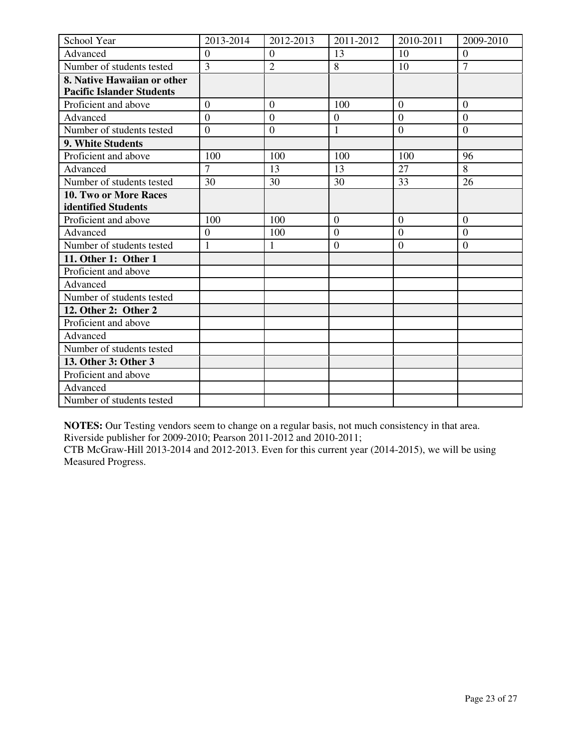| School Year | 2013-2014 | 2012-2013 | 2011-2012 | 2010-2011 | 2009-2010 |
|---|---|---|---|---|---|
| Advanced | 0 | 0 | 13 | 10 | 0 |
| Number of students tested | 3 | 2 | 8 | 10 | 7 |
| **8. Native Hawaiian or other Pacific Islander Students** | | | | | |
| Proficient and above | 0 | 0 | 100 | 0 | 0 |
| Advanced | 0 | 0 | 0 | 0 | 0 |
| Number of students tested | 0 | 0 | 1 | 0 | 0 |
| **9. White Students** | | | | | |
| Proficient and above | 100 | 100 | 100 | 100 | 96 |
| Advanced | 7 | 13 | 13 | 27 | 8 |
| Number of students tested | 30 | 30 | 30 | 33 | 26 |
| **10. Two or More Races identified Students** | | | | | |
| Proficient and above | 100 | 100 | 0 | 0 | 0 |
| Advanced | 0 | 100 | 0 | 0 | 0 |
| Number of students tested | 1 | 1 | 0 | 0 | 0 |
| **11. Other 1: Other 1** | | | | | |
| Proficient and above | | | | | |
| Advanced | | | | | |
| Number of students tested | | | | | |
| **12. Other 2: Other 2** | | | | | |
| Proficient and above | | | | | |
| Advanced | | | | | |
| Number of students tested | | | | | |
| **13. Other 3: Other 3** | | | | | |
| Proficient and above | | | | | |
| Advanced | | | | | |
| Number of students tested | | | | | |

**NOTES:** Our Testing vendors seem to change on a regular basis, not much consistency in that area. Riverside publisher for 2009-2010; Pearson 2011-2012 and 2010-2011;
CTB McGraw-Hill 2013-2014 and 2012-2013. Even for this current year (2014-2015), we will be using Measured Progress.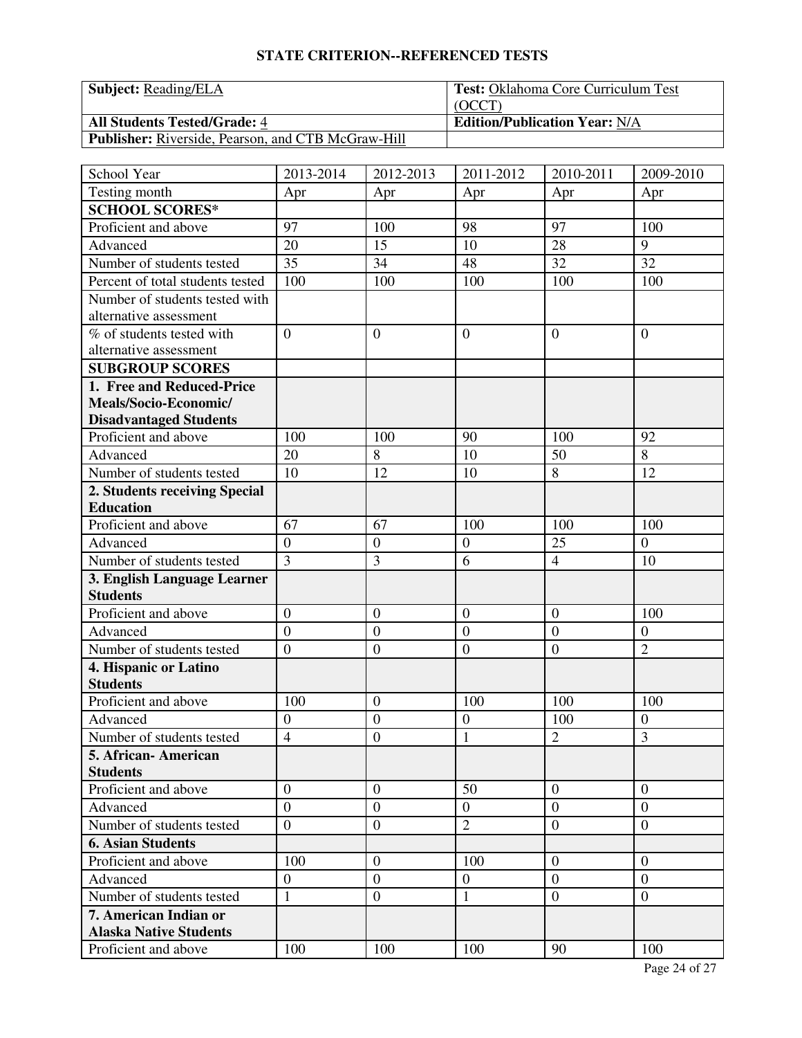## STATE CRITERION--REFERENCED TESTS

| **Subject:** Reading/ELA | **Test:** Oklahoma Core Curriculum Test (OCCT) |
|---|---|
| **All Students Tested/Grade:** 4 | **Edition/Publication Year:** N/A |
| **Publisher:** Riverside, Pearson, and CTB McGraw-Hill | |

| School Year | 2013-2014 | 2012-2013 | 2011-2012 | 2010-2011 | 2009-2010 |
|---|---|---|---|---|---|
| Testing month | Apr | Apr | Apr | Apr | Apr |
| **SCHOOL SCORES*** | | | | | |
| Proficient and above | 97 | 100 | 98 | 97 | 100 |
| Advanced | 20 | 15 | 10 | 28 | 9 |
| Number of students tested | 35 | 34 | 48 | 32 | 32 |
| Percent of total students tested | 100 | 100 | 100 | 100 | 100 |
| Number of students tested with alternative assessment | | | | | |
| % of students tested with alternative assessment | 0 | 0 | 0 | 0 | 0 |
| **SUBGROUP SCORES** | | | | | |
| **1. Free and Reduced-Price Meals/Socio-Economic/ Disadvantaged Students** | | | | | |
| Proficient and above | 100 | 100 | 90 | 100 | 92 |
| Advanced | 20 | 8 | 10 | 50 | 8 |
| Number of students tested | 10 | 12 | 10 | 8 | 12 |
| **2. Students receiving Special Education** | | | | | |
| Proficient and above | 67 | 67 | 100 | 100 | 100 |
| Advanced | 0 | 0 | 0 | 25 | 0 |
| Number of students tested | 3 | 3 | 6 | 4 | 10 |
| **3. English Language Learner Students** | | | | | |
| Proficient and above | 0 | 0 | 0 | 0 | 100 |
| Advanced | 0 | 0 | 0 | 0 | 0 |
| Number of students tested | 0 | 0 | 0 | 0 | 2 |
| **4. Hispanic or Latino Students** | | | | | |
| Proficient and above | 100 | 0 | 100 | 100 | 100 |
| Advanced | 0 | 0 | 0 | 100 | 0 |
| Number of students tested | 4 | 0 | 1 | 2 | 3 |
| **5. African- American Students** | | | | | |
| Proficient and above | 0 | 0 | 50 | 0 | 0 |
| Advanced | 0 | 0 | 0 | 0 | 0 |
| Number of students tested | 0 | 0 | 2 | 0 | 0 |
| **6. Asian Students** | | | | | |
| Proficient and above | 100 | 0 | 100 | 0 | 0 |
| Advanced | 0 | 0 | 0 | 0 | 0 |
| Number of students tested | 1 | 0 | 1 | 0 | 0 |
| **7. American Indian or Alaska Native Students** | | | | | |
| Proficient and above | 100 | 100 | 100 | 90 | 100 |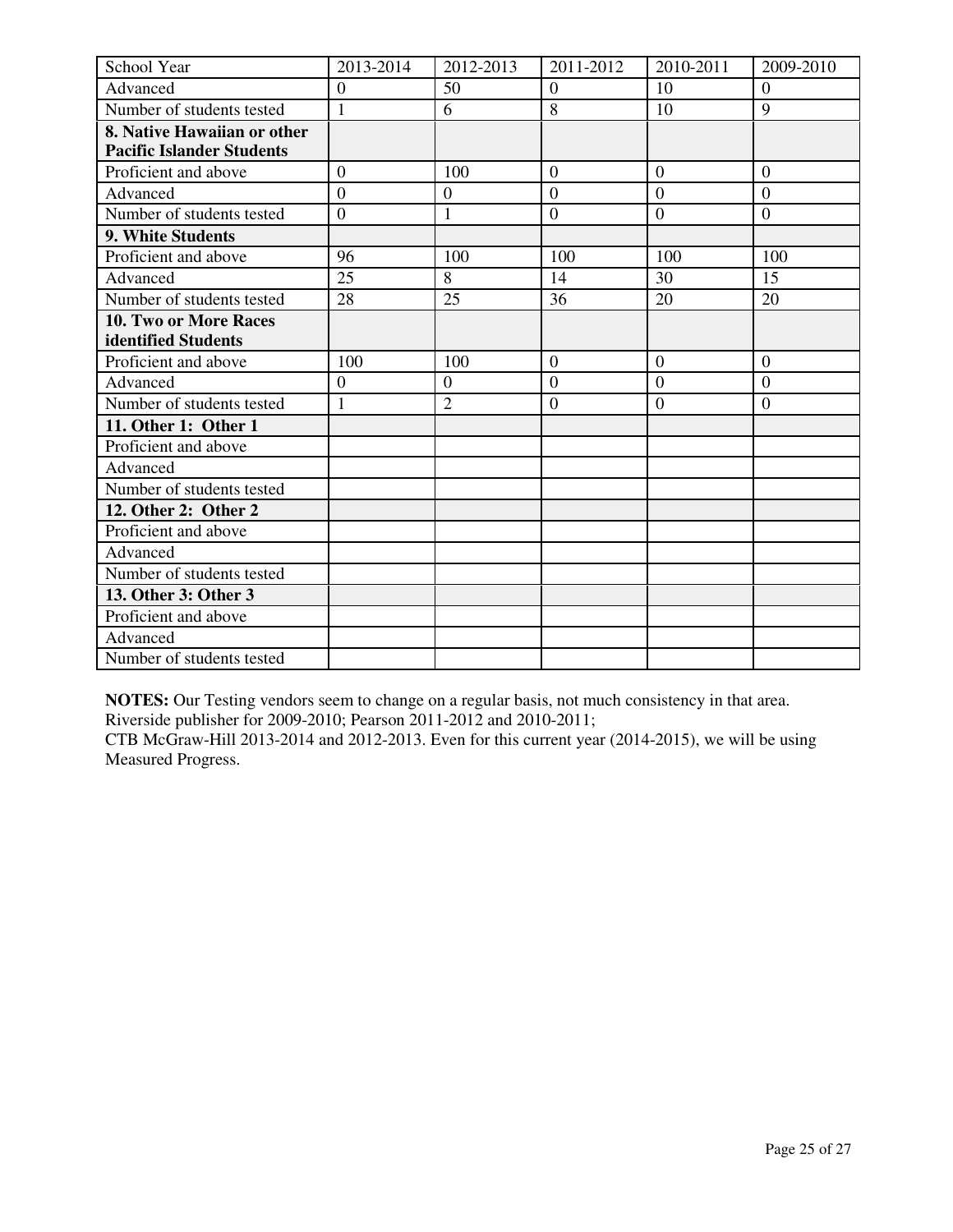| School Year | 2013-2014 | 2012-2013 | 2011-2012 | 2010-2011 | 2009-2010 |
|---|---|---|---|---|---|
| Advanced | 0 | 50 | 0 | 10 | 0 |
| Number of students tested | 1 | 6 | 8 | 10 | 9 |
| **8. Native Hawaiian or other Pacific Islander Students** | | | | | |
| Proficient and above | 0 | 100 | 0 | 0 | 0 |
| Advanced | 0 | 0 | 0 | 0 | 0 |
| Number of students tested | 0 | 1 | 0 | 0 | 0 |
| **9. White Students** | | | | | |
| Proficient and above | 96 | 100 | 100 | 100 | 100 |
| Advanced | 25 | 8 | 14 | 30 | 15 |
| Number of students tested | 28 | 25 | 36 | 20 | 20 |
| **10. Two or More Races identified Students** | | | | | |
| Proficient and above | 100 | 100 | 0 | 0 | 0 |
| Advanced | 0 | 0 | 0 | 0 | 0 |
| Number of students tested | 1 | 2 | 0 | 0 | 0 |
| **11. Other 1: Other 1** | | | | | |
| Proficient and above | | | | | |
| Advanced | | | | | |
| Number of students tested | | | | | |
| **12. Other 2: Other 2** | | | | | |
| Proficient and above | | | | | |
| Advanced | | | | | |
| Number of students tested | | | | | |
| **13. Other 3: Other 3** | | | | | |
| Proficient and above | | | | | |
| Advanced | | | | | |
| Number of students tested | | | | | |

**NOTES:** Our Testing vendors seem to change on a regular basis, not much consistency in that area. Riverside publisher for 2009-2010; Pearson 2011-2012 and 2010-2011;
CTB McGraw-Hill 2013-2014 and 2012-2013. Even for this current year (2014-2015), we will be using Measured Progress.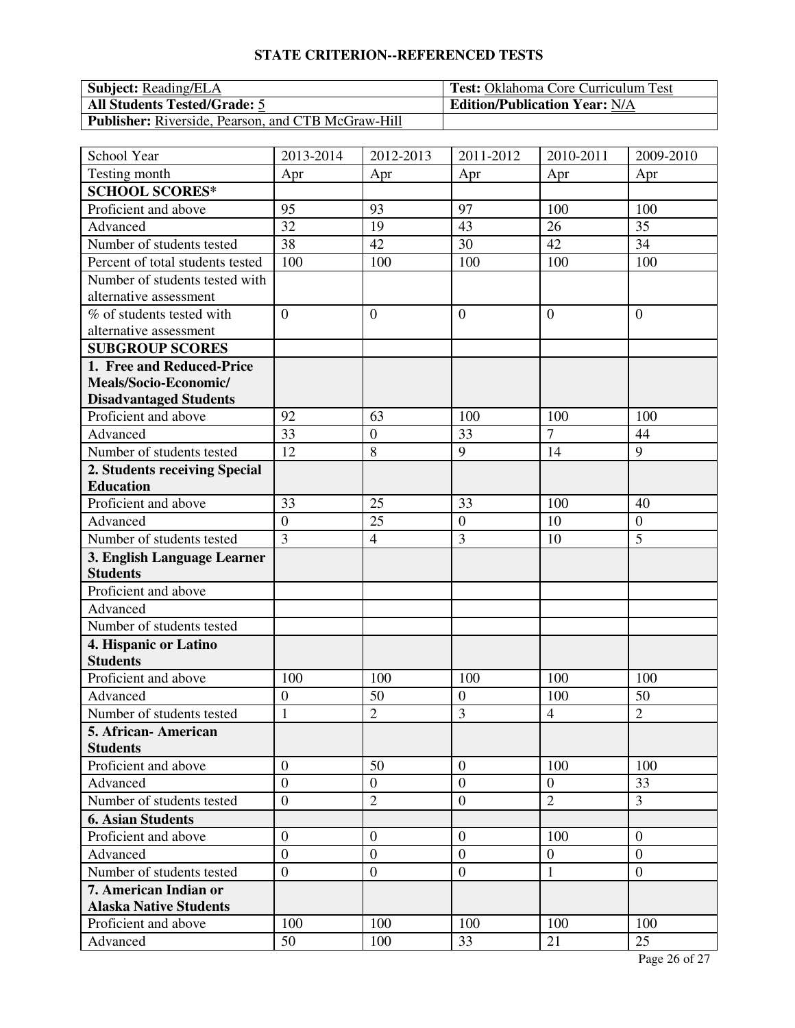## STATE CRITERION--REFERENCED TESTS

| **Subject:** Reading/ELA | **Test:** Oklahoma Core Curriculum Test |
|---|---|
| **All Students Tested/Grade:** 5 | **Edition/Publication Year:** N/A |
| **Publisher:** Riverside, Pearson, and CTB McGraw-Hill | |

| School Year | 2013-2014 | 2012-2013 | 2011-2012 | 2010-2011 | 2009-2010 |
|---|---|---|---|---|---|
| Testing month | Apr | Apr | Apr | Apr | Apr |
| **SCHOOL SCORES*** | | | | | |
| Proficient and above | 95 | 93 | 97 | 100 | 100 |
| Advanced | 32 | 19 | 43 | 26 | 35 |
| Number of students tested | 38 | 42 | 30 | 42 | 34 |
| Percent of total students tested | 100 | 100 | 100 | 100 | 100 |
| Number of students tested with alternative assessment | | | | | |
| % of students tested with alternative assessment | 0 | 0 | 0 | 0 | 0 |
| **SUBGROUP SCORES** | | | | | |
| **1. Free and Reduced-Price Meals/Socio-Economic/ Disadvantaged Students** | | | | | |
| Proficient and above | 92 | 63 | 100 | 100 | 100 |
| Advanced | 33 | 0 | 33 | 7 | 44 |
| Number of students tested | 12 | 8 | 9 | 14 | 9 |
| **2. Students receiving Special Education** | | | | | |
| Proficient and above | 33 | 25 | 33 | 100 | 40 |
| Advanced | 0 | 25 | 0 | 10 | 0 |
| Number of students tested | 3 | 4 | 3 | 10 | 5 |
| **3. English Language Learner Students** | | | | | |
| Proficient and above | | | | | |
| Advanced | | | | | |
| Number of students tested | | | | | |
| **4. Hispanic or Latino Students** | | | | | |
| Proficient and above | 100 | 100 | 100 | 100 | 100 |
| Advanced | 0 | 50 | 0 | 100 | 50 |
| Number of students tested | 1 | 2 | 3 | 4 | 2 |
| **5. African- American Students** | | | | | |
| Proficient and above | 0 | 50 | 0 | 100 | 100 |
| Advanced | 0 | 0 | 0 | 0 | 33 |
| Number of students tested | 0 | 2 | 0 | 2 | 3 |
| **6. Asian Students** | | | | | |
| Proficient and above | 0 | 0 | 0 | 100 | 0 |
| Advanced | 0 | 0 | 0 | 0 | 0 |
| Number of students tested | 0 | 0 | 0 | 1 | 0 |
| **7. American Indian or Alaska Native Students** | | | | | |
| Proficient and above | 100 | 100 | 100 | 100 | 100 |
| Advanced | 50 | 100 | 33 | 21 | 25 |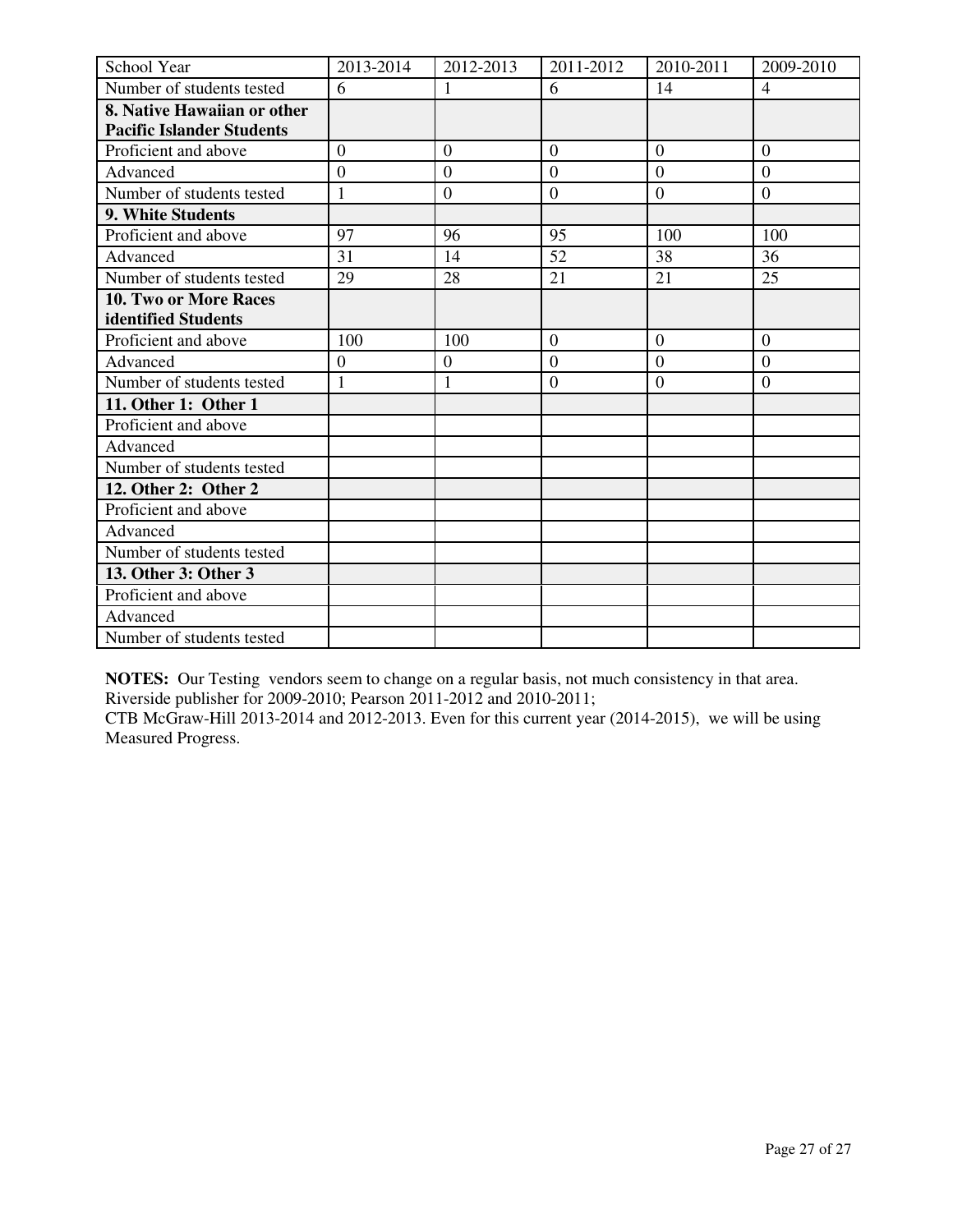| School Year | 2013-2014 | 2012-2013 | 2011-2012 | 2010-2011 | 2009-2010 |
|---|---|---|---|---|---|
| Number of students tested | 6 | 1 | 6 | 14 | 4 |
| **8. Native Hawaiian or other Pacific Islander Students** | | | | | |
| Proficient and above | 0 | 0 | 0 | 0 | 0 |
| Advanced | 0 | 0 | 0 | 0 | 0 |
| Number of students tested | 1 | 0 | 0 | 0 | 0 |
| **9. White Students** | | | | | |
| Proficient and above | 97 | 96 | 95 | 100 | 100 |
| Advanced | 31 | 14 | 52 | 38 | 36 |
| Number of students tested | 29 | 28 | 21 | 21 | 25 |
| **10. Two or More Races identified Students** | | | | | |
| Proficient and above | 100 | 100 | 0 | 0 | 0 |
| Advanced | 0 | 0 | 0 | 0 | 0 |
| Number of students tested | 1 | 1 | 0 | 0 | 0 |
| **11. Other 1: Other 1** | | | | | |
| Proficient and above | | | | | |
| Advanced | | | | | |
| Number of students tested | | | | | |
| **12. Other 2: Other 2** | | | | | |
| Proficient and above | | | | | |
| Advanced | | | | | |
| Number of students tested | | | | | |
| **13. Other 3: Other 3** | | | | | |
| Proficient and above | | | | | |
| Advanced | | | | | |
| Number of students tested | | | | | |

**NOTES:** Our Testing vendors seem to change on a regular basis, not much consistency in that area. Riverside publisher for 2009-2010; Pearson 2011-2012 and 2010-2011;
CTB McGraw-Hill 2013-2014 and 2012-2013. Even for this current year (2014-2015), we will be using Measured Progress.